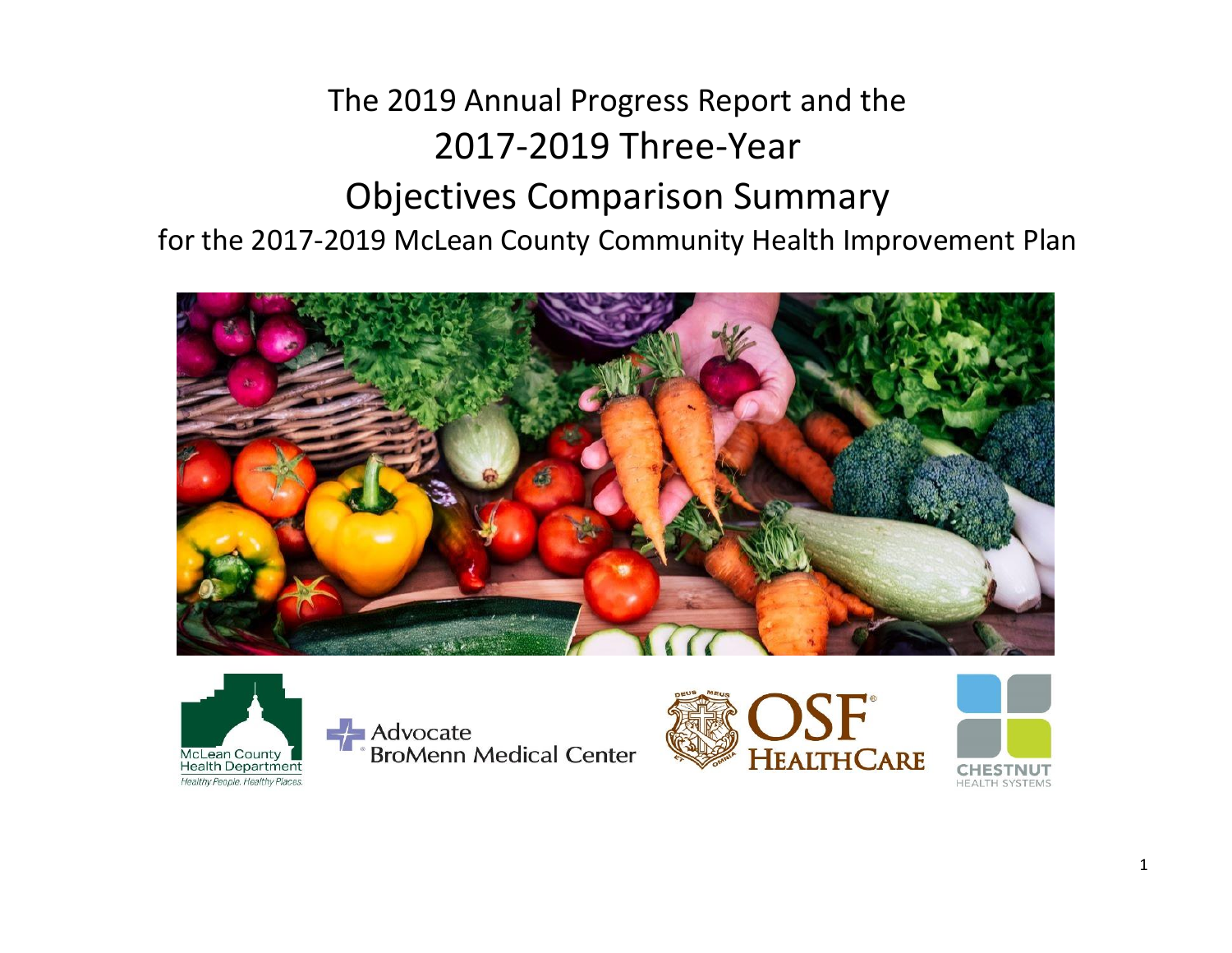# The 2019 Annual Progress Report and the 2017-2019 Three-Year Objectives Comparison Summary

## for the 2017-2019 McLean County Community Health Improvement Plan

McLean County Health Department
*Healthy People. Healthy Places.*

Advocate BroMenn Medical Center

OSF HealthCare

Chestnut Health Systems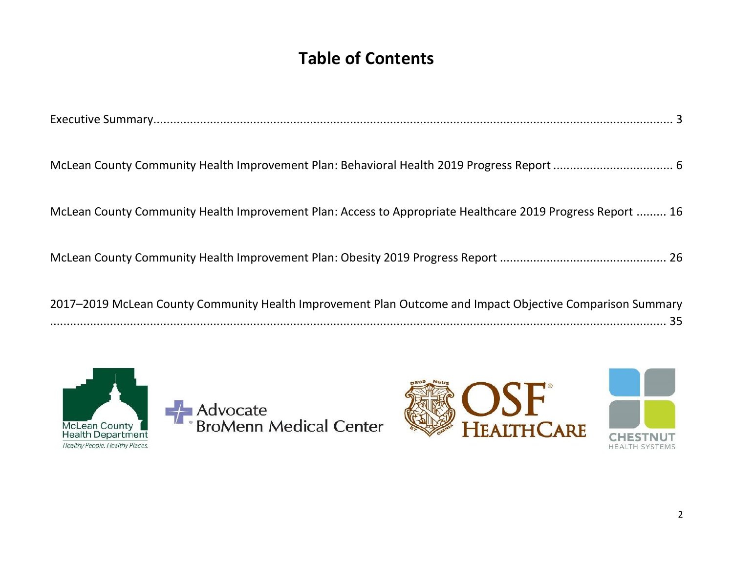# Table of Contents

Executive Summary........................................................................................................................................ 3

McLean County Community Health Improvement Plan: Behavioral Health 2019 Progress Report ................................... 6

McLean County Community Health Improvement Plan: Access to Appropriate Healthcare 2019 Progress Report ......... 16

McLean County Community Health Improvement Plan: Obesity 2019 Progress Report ................................................. 26

2017–2019 McLean County Community Health Improvement Plan Outcome and Impact Objective Comparison Summary ........................................................................................................................................................ 35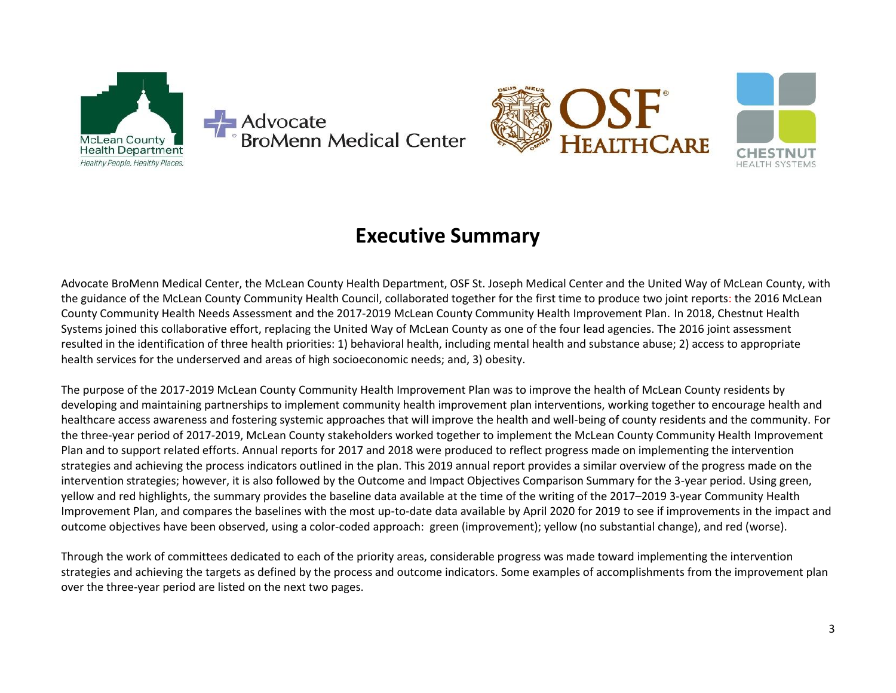# Executive Summary

Advocate BroMenn Medical Center, the McLean County Health Department, OSF St. Joseph Medical Center and the United Way of McLean County, with the guidance of the McLean County Community Health Council, collaborated together for the first time to produce two joint reports: the 2016 McLean County Community Health Needs Assessment and the 2017-2019 McLean County Community Health Improvement Plan. In 2018, Chestnut Health Systems joined this collaborative effort, replacing the United Way of McLean County as one of the four lead agencies. The 2016 joint assessment resulted in the identification of three health priorities: 1) behavioral health, including mental health and substance abuse; 2) access to appropriate health services for the underserved and areas of high socioeconomic needs; and, 3) obesity.

The purpose of the 2017-2019 McLean County Community Health Improvement Plan was to improve the health of McLean County residents by developing and maintaining partnerships to implement community health improvement plan interventions, working together to encourage health and healthcare access awareness and fostering systemic approaches that will improve the health and well-being of county residents and the community. For the three-year period of 2017-2019, McLean County stakeholders worked together to implement the McLean County Community Health Improvement Plan and to support related efforts. Annual reports for 2017 and 2018 were produced to reflect progress made on implementing the intervention strategies and achieving the process indicators outlined in the plan. This 2019 annual report provides a similar overview of the progress made on the intervention strategies; however, it is also followed by the Outcome and Impact Objectives Comparison Summary for the 3-year period. Using green, yellow and red highlights, the summary provides the baseline data available at the time of the writing of the 2017–2019 3-year Community Health Improvement Plan, and compares the baselines with the most up-to-date data available by April 2020 for 2019 to see if improvements in the impact and outcome objectives have been observed, using a color-coded approach: green (improvement); yellow (no substantial change), and red (worse).

Through the work of committees dedicated to each of the priority areas, considerable progress was made toward implementing the intervention strategies and achieving the targets as defined by the process and outcome indicators. Some examples of accomplishments from the improvement plan over the three-year period are listed on the next two pages.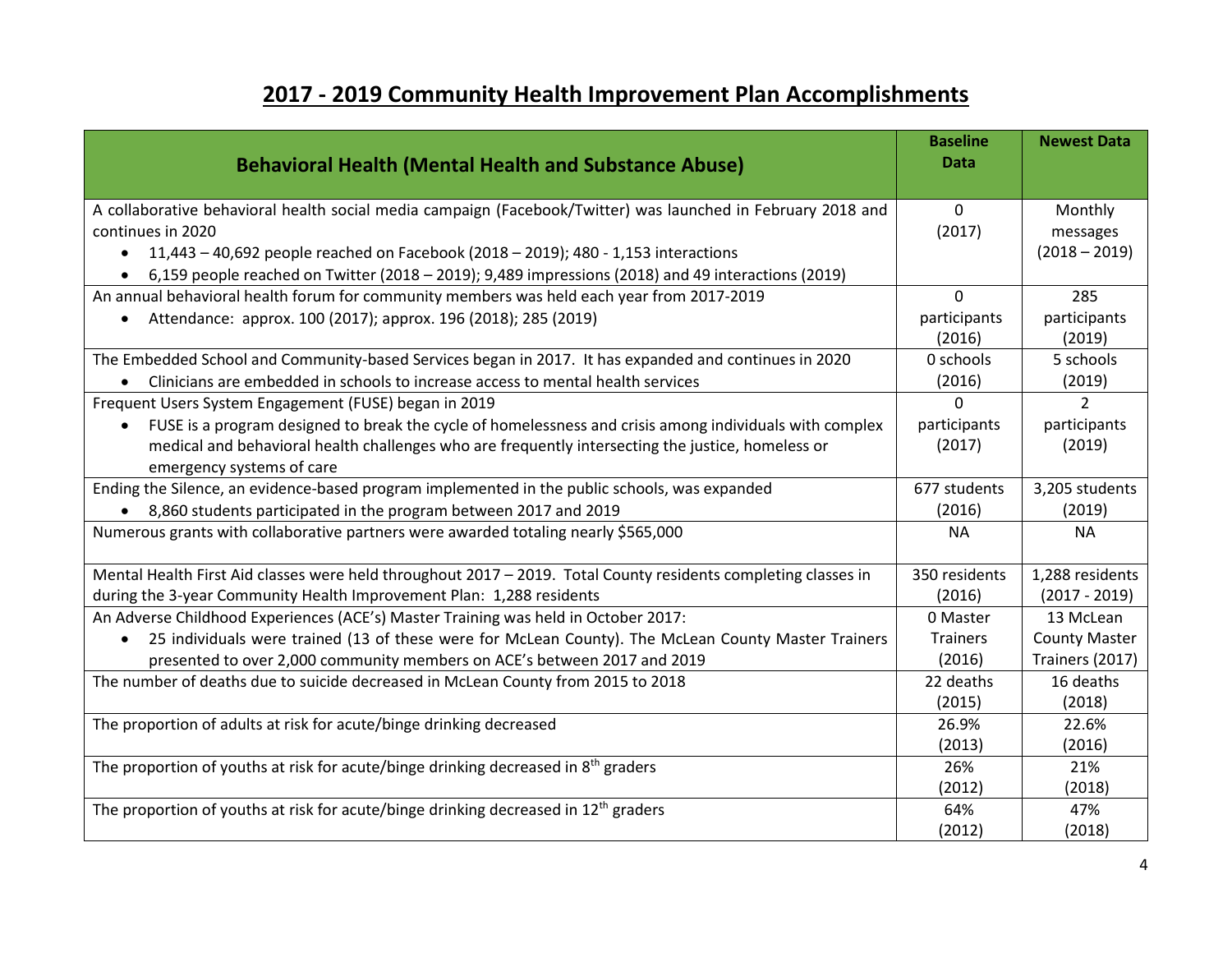# 2017 - 2019 Community Health Improvement Plan Accomplishments

| Behavioral Health (Mental Health and Substance Abuse) | Baseline Data | Newest Data |
|---|---|---|
| A collaborative behavioral health social media campaign (Facebook/Twitter) was launched in February 2018 and continues in 2020<br>• 11,443 – 40,692 people reached on Facebook (2018 – 2019); 480 - 1,153 interactions<br>• 6,159 people reached on Twitter (2018 – 2019); 9,489 impressions (2018) and 49 interactions (2019) | 0 (2017) | Monthly messages (2018 – 2019) |
| An annual behavioral health forum for community members was held each year from 2017-2019<br>• Attendance: approx. 100 (2017); approx. 196 (2018); 285 (2019) | 0 participants (2016) | 285 participants (2019) |
| The Embedded School and Community-based Services began in 2017. It has expanded and continues in 2020<br>• Clinicians are embedded in schools to increase access to mental health services | 0 schools (2016) | 5 schools (2019) |
| Frequent Users System Engagement (FUSE) began in 2019<br>• FUSE is a program designed to break the cycle of homelessness and crisis among individuals with complex medical and behavioral health challenges who are frequently intersecting the justice, homeless or emergency systems of care | 0 participants (2017) | 2 participants (2019) |
| Ending the Silence, an evidence-based program implemented in the public schools, was expanded<br>• 8,860 students participated in the program between 2017 and 2019 | 677 students (2016) | 3,205 students (2019) |
| Numerous grants with collaborative partners were awarded totaling nearly $565,000 | NA | NA |
| Mental Health First Aid classes were held throughout 2017 – 2019. Total County residents completing classes in during the 3-year Community Health Improvement Plan: 1,288 residents | 350 residents (2016) | 1,288 residents (2017 - 2019) |
| An Adverse Childhood Experiences (ACE's) Master Training was held in October 2017:<br>• 25 individuals were trained (13 of these were for McLean County). The McLean County Master Trainers presented to over 2,000 community members on ACE's between 2017 and 2019 | 0 Master Trainers (2016) | 13 McLean County Master Trainers (2017) |
| The number of deaths due to suicide decreased in McLean County from 2015 to 2018 | 22 deaths (2015) | 16 deaths (2018) |
| The proportion of adults at risk for acute/binge drinking decreased | 26.9% (2013) | 22.6% (2016) |
| The proportion of youths at risk for acute/binge drinking decreased in 8th graders | 26% (2012) | 21% (2018) |
| The proportion of youths at risk for acute/binge drinking decreased in 12th graders | 64% (2012) | 47% (2018) |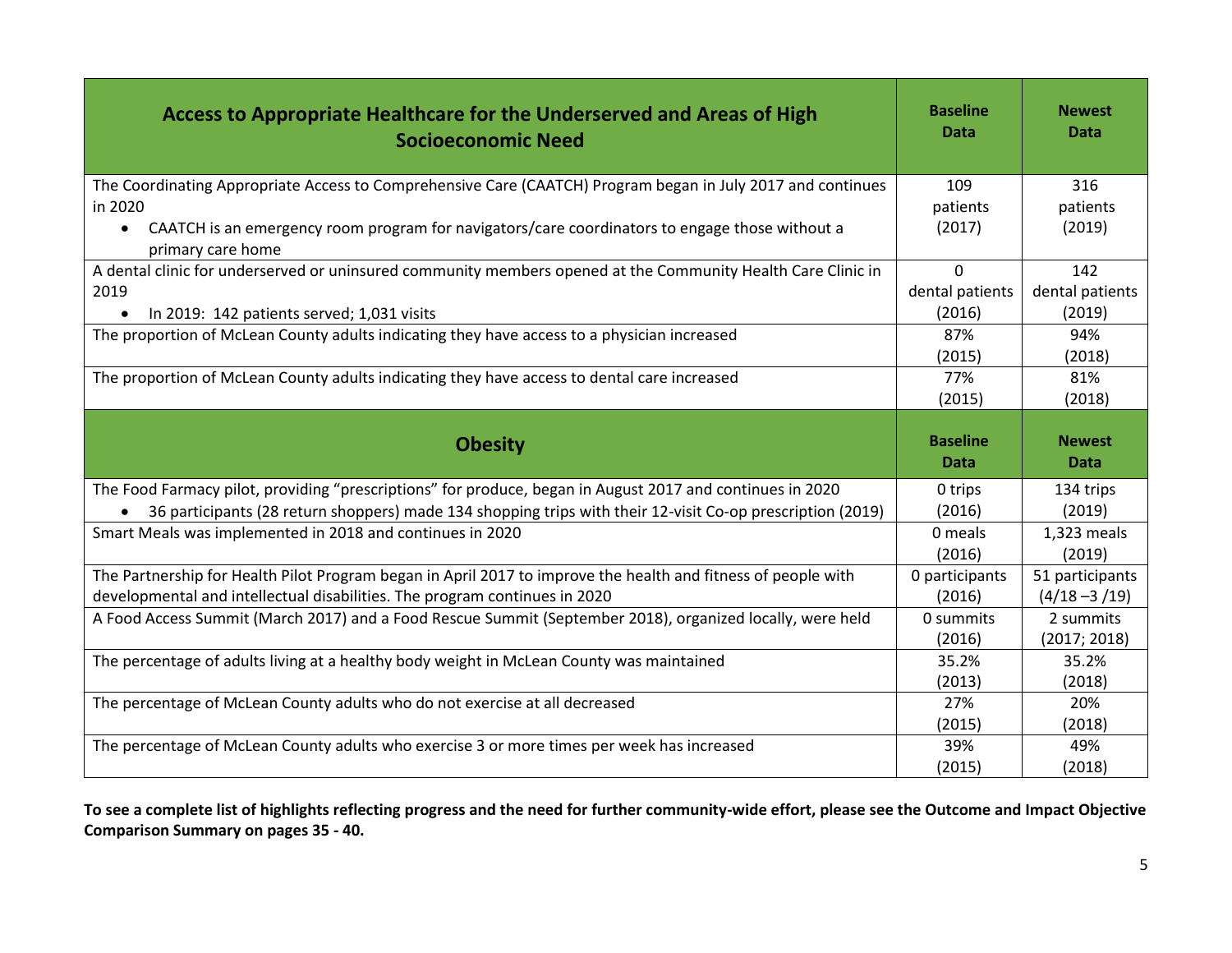| Access to Appropriate Healthcare for the Underserved and Areas of High Socioeconomic Need | Baseline Data | Newest Data |
|---|---|---|
| The Coordinating Appropriate Access to Comprehensive Care (CAATCH) Program began in July 2017 and continues in 2020<br>• CAATCH is an emergency room program for navigators/care coordinators to engage those without a primary care home | 109 patients (2017) | 316 patients (2019) |
| A dental clinic for underserved or uninsured community members opened at the Community Health Care Clinic in 2019<br>• In 2019: 142 patients served; 1,031 visits | 0 dental patients (2016) | 142 dental patients (2019) |
| The proportion of McLean County adults indicating they have access to a physician increased | 87% (2015) | 94% (2018) |
| The proportion of McLean County adults indicating they have access to dental care increased | 77% (2015) | 81% (2018) |
| **Obesity** | **Baseline Data** | **Newest Data** |
| The Food Farmacy pilot, providing "prescriptions" for produce, began in August 2017 and continues in 2020<br>• 36 participants (28 return shoppers) made 134 shopping trips with their 12-visit Co-op prescription (2019) | 0 trips (2016) | 134 trips (2019) |
| Smart Meals was implemented in 2018 and continues in 2020 | 0 meals (2016) | 1,323 meals (2019) |
| The Partnership for Health Pilot Program began in April 2017 to improve the health and fitness of people with developmental and intellectual disabilities. The program continues in 2020 | 0 participants (2016) | 51 participants (4/18 –3 /19) |
| A Food Access Summit (March 2017) and a Food Rescue Summit (September 2018), organized locally, were held | 0 summits (2016) | 2 summits (2017; 2018) |
| The percentage of adults living at a healthy body weight in McLean County was maintained | 35.2% (2013) | 35.2% (2018) |
| The percentage of McLean County adults who do not exercise at all decreased | 27% (2015) | 20% (2018) |
| The percentage of McLean County adults who exercise 3 or more times per week has increased | 39% (2015) | 49% (2018) |

**To see a complete list of highlights reflecting progress and the need for further community-wide effort, please see the Outcome and Impact Objective Comparison Summary on pages 35 - 40.**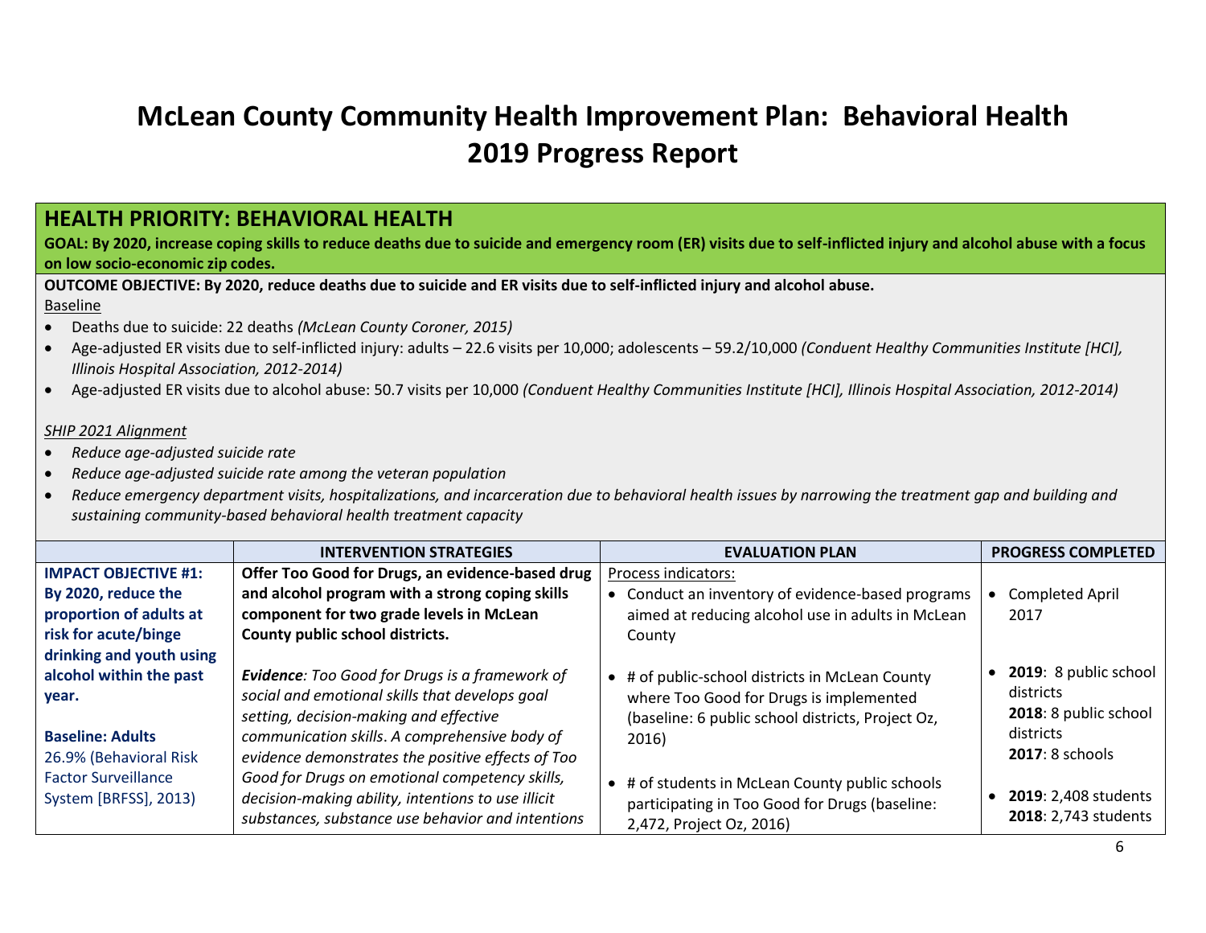# McLean County Community Health Improvement Plan: Behavioral Health 2019 Progress Report

## HEALTH PRIORITY: BEHAVIORAL HEALTH

**GOAL: By 2020, increase coping skills to reduce deaths due to suicide and emergency room (ER) visits due to self-inflicted injury and alcohol abuse with a focus on low socio-economic zip codes.**

**OUTCOME OBJECTIVE: By 2020, reduce deaths due to suicide and ER visits due to self-inflicted injury and alcohol abuse.**

Baseline

- Deaths due to suicide: 22 deaths *(McLean County Coroner, 2015)*
- Age-adjusted ER visits due to self-inflicted injury: adults – 22.6 visits per 10,000; adolescents – 59.2/10,000 *(Conduent Healthy Communities Institute [HCI], Illinois Hospital Association, 2012-2014)*
- Age-adjusted ER visits due to alcohol abuse: 50.7 visits per 10,000 *(Conduent Healthy Communities Institute [HCI], Illinois Hospital Association, 2012-2014)*

*SHIP 2021 Alignment*

- *Reduce age-adjusted suicide rate*
- *Reduce age-adjusted suicide rate among the veteran population*
- *Reduce emergency department visits, hospitalizations, and incarceration due to behavioral health issues by narrowing the treatment gap and building and sustaining community-based behavioral health treatment capacity*

| | INTERVENTION STRATEGIES | EVALUATION PLAN | PROGRESS COMPLETED |
|---|---|---|---|
| **IMPACT OBJECTIVE #1: By 2020, reduce the proportion of adults at risk for acute/binge drinking and youth using alcohol within the past year.**<br><br>**Baseline: Adults** 26.9% (Behavioral Risk Factor Surveillance System [BRFSS], 2013) | **Offer Too Good for Drugs, an evidence-based drug and alcohol program with a strong coping skills component for two grade levels in McLean County public school districts.**<br><br>***Evidence**: Too Good for Drugs is a framework of social and emotional skills that develops goal setting, decision-making and effective communication skills. A comprehensive body of evidence demonstrates the positive effects of Too Good for Drugs on emotional competency skills, decision-making ability, intentions to use illicit substances, substance use behavior and intentions* | Process indicators:<br>• Conduct an inventory of evidence-based programs aimed at reducing alcohol use in adults in McLean County<br><br>• # of public-school districts in McLean County where Too Good for Drugs is implemented (baseline: 6 public school districts, Project Oz, 2016)<br><br>• # of students in McLean County public schools participating in Too Good for Drugs (baseline: 2,472, Project Oz, 2016) | • Completed April 2017<br><br>• **2019**: 8 public school districts<br>**2018**: 8 public school districts<br>**2017**: 8 schools<br><br>• **2019**: 2,408 students<br>**2018**: 2,743 students |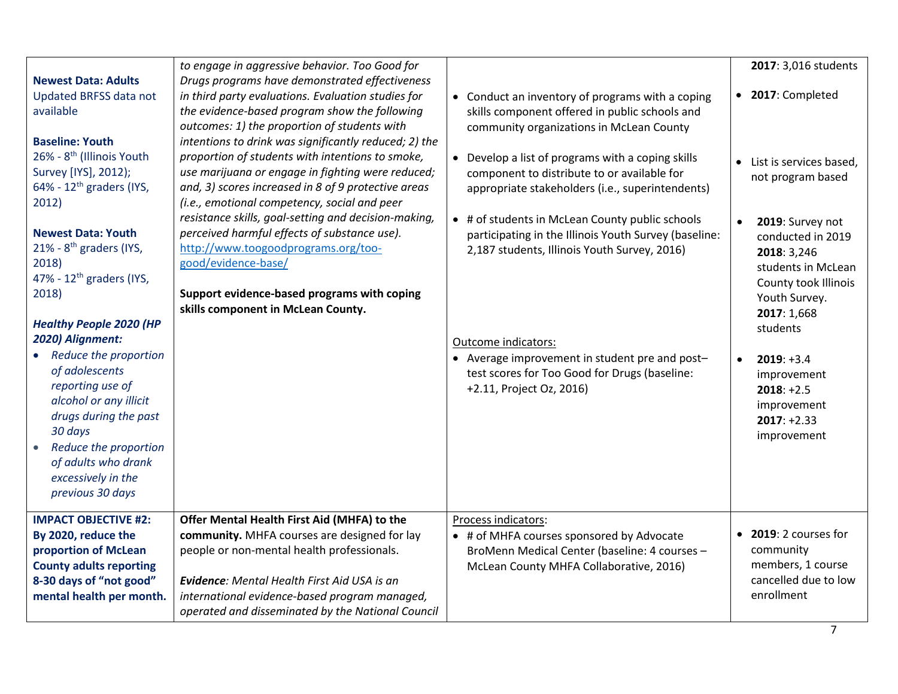| | | | |
|---|---|---|---|
| **Newest Data: Adults**<br>Updated BRFSS data not available<br><br>**Baseline: Youth**<br>26% - 8th (Illinois Youth Survey [IYS], 2012);<br>64% - 12th graders (IYS, 2012)<br><br>**Newest Data: Youth**<br>21% - 8th graders (IYS, 2018)<br>47% - 12th graders (IYS, 2018)<br><br>***Healthy People 2020 (HP 2020) Alignment:***<br>• *Reduce the proportion of adolescents reporting use of alcohol or any illicit drugs during the past 30 days*<br>• *Reduce the proportion of adults who drank excessively in the previous 30 days* | *to engage in aggressive behavior. Too Good for Drugs programs have demonstrated effectiveness in third party evaluations. Evaluation studies for the evidence-based program show the following outcomes: 1) the proportion of students with intentions to drink was significantly reduced; 2) the proportion of students with intentions to smoke, use marijuana or engage in fighting were reduced; and, 3) scores increased in 8 of 9 protective areas (i.e., emotional competency, social and peer resistance skills, goal-setting and decision-making, perceived harmful effects of substance use).* http://www.toogoodprograms.org/too-good/evidence-base/<br><br>**Support evidence-based programs with coping skills component in McLean County.** | • Conduct an inventory of programs with a coping skills component offered in public schools and community organizations in McLean County<br><br>• Develop a list of programs with a coping skills component to distribute to or available for appropriate stakeholders (i.e., superintendents)<br><br>• # of students in McLean County public schools participating in the Illinois Youth Survey (baseline: 2,187 students, Illinois Youth Survey, 2016)<br><br>Outcome indicators:<br>• Average improvement in student pre and post–test scores for Too Good for Drugs (baseline: +2.11, Project Oz, 2016) | **2017**: 3,016 students<br><br>• **2017**: Completed<br><br>• List is services based, not program based<br><br>• **2019**: Survey not conducted in 2019 **2018**: 3,246 students in McLean County took Illinois Youth Survey. **2017**: 1,668 students<br><br>• **2019**: +3.4 improvement **2018**: +2.5 improvement **2017**: +2.33 improvement |
| **IMPACT OBJECTIVE #2: By 2020, reduce the proportion of McLean County adults reporting 8-30 days of "not good" mental health per month.** | **Offer Mental Health First Aid (MHFA) to the community.** MHFA courses are designed for lay people or non-mental health professionals.<br><br>***Evidence**: Mental Health First Aid USA is an international evidence-based program managed, operated and disseminated by the National Council* | Process indicators:<br>• # of MHFA courses sponsored by Advocate BroMenn Medical Center (baseline: 4 courses – McLean County MHFA Collaborative, 2016) | • **2019**: 2 courses for community members, 1 course cancelled due to low enrollment |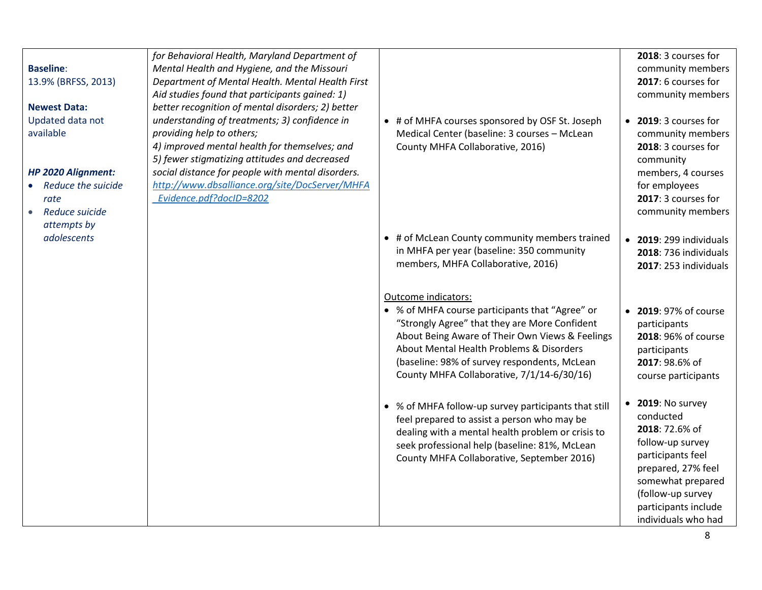| | | | |
|---|---|---|---|
| **Baseline**:<br>13.9% (BRFSS, 2013)<br><br>**Newest Data:**<br>Updated data not available<br><br>***HP 2020 Alignment:***<br>• *Reduce the suicide rate*<br>• *Reduce suicide attempts by adolescents* | *for Behavioral Health, Maryland Department of Mental Health and Hygiene, and the Missouri Department of Mental Health. Mental Health First Aid studies found that participants gained: 1) better recognition of mental disorders; 2) better understanding of treatments; 3) confidence in providing help to others;*<br>*4) improved mental health for themselves; and*<br>*5) fewer stigmatizing attitudes and decreased social distance for people with mental disorders.*<br>*http://www.dbsalliance.org/site/DocServer/MHFA_Evidence.pdf?docID=8202* | | **2018**: 3 courses for community members<br>**2017**: 6 courses for community members |
| | | • # of MHFA courses sponsored by OSF St. Joseph Medical Center (baseline: 3 courses – McLean County MHFA Collaborative, 2016) | • **2019**: 3 courses for community members<br>**2018**: 3 courses for community members, 4 courses for employees<br>**2017**: 3 courses for community members |
| | | • # of McLean County community members trained in MHFA per year (baseline: 350 community members, MHFA Collaborative, 2016) | • **2019**: 299 individuals<br>**2018**: 736 individuals<br>**2017**: 253 individuals |
| | | Outcome indicators:<br>• % of MHFA course participants that "Agree" or "Strongly Agree" that they are More Confident About Being Aware of Their Own Views & Feelings About Mental Health Problems & Disorders (baseline: 98% of survey respondents, McLean County MHFA Collaborative, 7/1/14-6/30/16) | • **2019**: 97% of course participants<br>**2018**: 96% of course participants<br>**2017**: 98.6% of course participants |
| | | • % of MHFA follow-up survey participants that still feel prepared to assist a person who may be dealing with a mental health problem or crisis to seek professional help (baseline: 81%, McLean County MHFA Collaborative, September 2016) | • **2019**: No survey conducted<br>**2018**: 72.6% of follow-up survey participants feel prepared, 27% feel somewhat prepared (follow-up survey participants include individuals who had |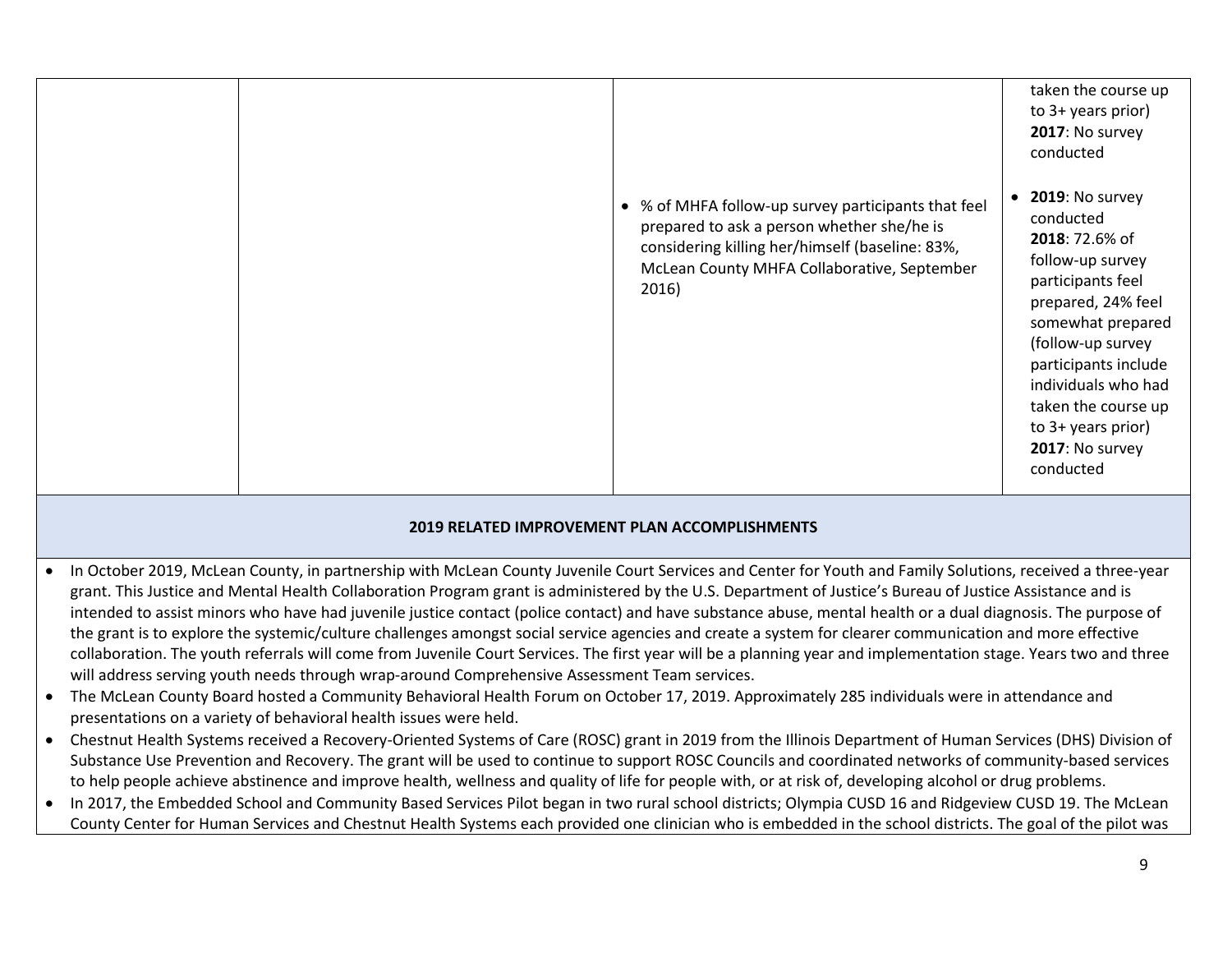| | | | |
|---|---|---|---|
| | | | taken the course up to 3+ years prior) **2017**: No survey conducted |
| | | • % of MHFA follow-up survey participants that feel prepared to ask a person whether she/he is considering killing her/himself (baseline: 83%, McLean County MHFA Collaborative, September 2016) | • **2019**: No survey conducted **2018**: 72.6% of follow-up survey participants feel prepared, 24% feel somewhat prepared (follow-up survey participants include individuals who had taken the course up to 3+ years prior) **2017**: No survey conducted |

**2019 RELATED IMPROVEMENT PLAN ACCOMPLISHMENTS**

- In October 2019, McLean County, in partnership with McLean County Juvenile Court Services and Center for Youth and Family Solutions, received a three-year grant. This Justice and Mental Health Collaboration Program grant is administered by the U.S. Department of Justice's Bureau of Justice Assistance and is intended to assist minors who have had juvenile justice contact (police contact) and have substance abuse, mental health or a dual diagnosis. The purpose of the grant is to explore the systemic/culture challenges amongst social service agencies and create a system for clearer communication and more effective collaboration. The youth referrals will come from Juvenile Court Services. The first year will be a planning year and implementation stage. Years two and three will address serving youth needs through wrap-around Comprehensive Assessment Team services.
- The McLean County Board hosted a Community Behavioral Health Forum on October 17, 2019. Approximately 285 individuals were in attendance and presentations on a variety of behavioral health issues were held.
- Chestnut Health Systems received a Recovery-Oriented Systems of Care (ROSC) grant in 2019 from the Illinois Department of Human Services (DHS) Division of Substance Use Prevention and Recovery. The grant will be used to continue to support ROSC Councils and coordinated networks of community-based services to help people achieve abstinence and improve health, wellness and quality of life for people with, or at risk of, developing alcohol or drug problems.
- In 2017, the Embedded School and Community Based Services Pilot began in two rural school districts; Olympia CUSD 16 and Ridgeview CUSD 19. The McLean County Center for Human Services and Chestnut Health Systems each provided one clinician who is embedded in the school districts. The goal of the pilot was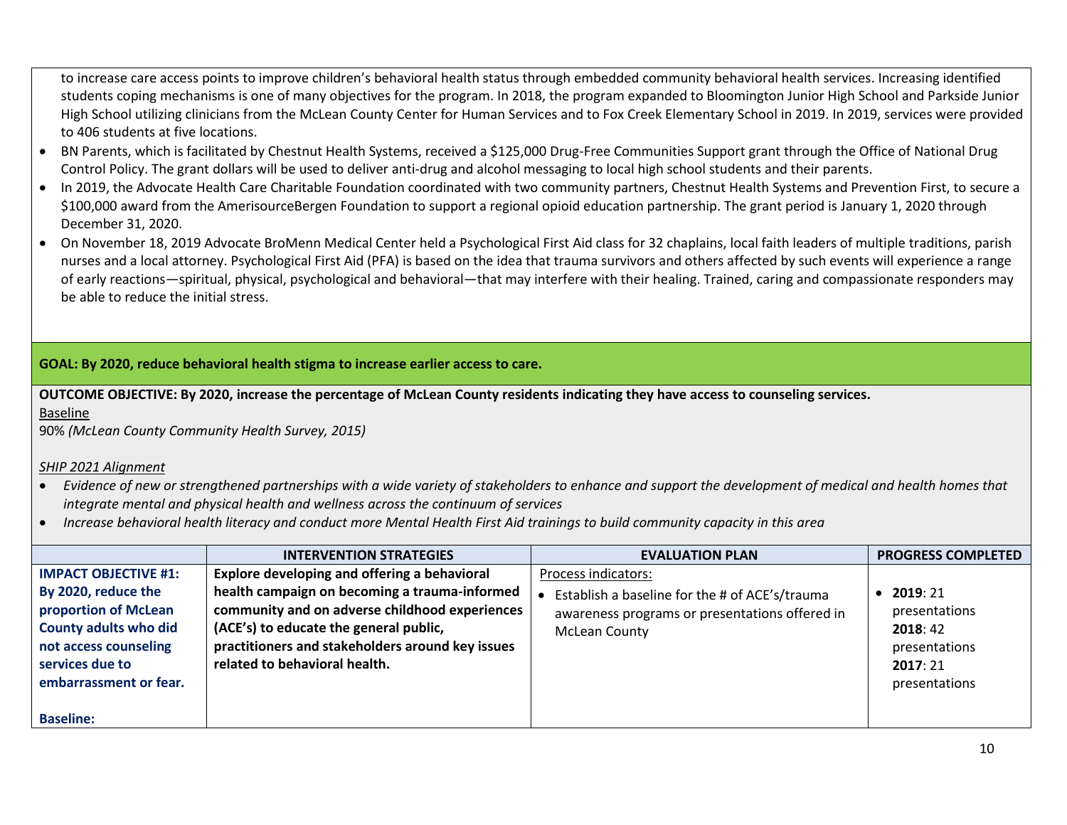to increase care access points to improve children's behavioral health status through embedded community behavioral health services. Increasing identified students coping mechanisms is one of many objectives for the program. In 2018, the program expanded to Bloomington Junior High School and Parkside Junior High School utilizing clinicians from the McLean County Center for Human Services and to Fox Creek Elementary School in 2019. In 2019, services were provided to 406 students at five locations.

- BN Parents, which is facilitated by Chestnut Health Systems, received a $125,000 Drug-Free Communities Support grant through the Office of National Drug Control Policy. The grant dollars will be used to deliver anti-drug and alcohol messaging to local high school students and their parents.
- In 2019, the Advocate Health Care Charitable Foundation coordinated with two community partners, Chestnut Health Systems and Prevention First, to secure a $100,000 award from the AmerisourceBergen Foundation to support a regional opioid education partnership. The grant period is January 1, 2020 through December 31, 2020.
- On November 18, 2019 Advocate BroMenn Medical Center held a Psychological First Aid class for 32 chaplains, local faith leaders of multiple traditions, parish nurses and a local attorney. Psychological First Aid (PFA) is based on the idea that trauma survivors and others affected by such events will experience a range of early reactions—spiritual, physical, psychological and behavioral—that may interfere with their healing. Trained, caring and compassionate responders may be able to reduce the initial stress.

**GOAL: By 2020, reduce behavioral health stigma to increase earlier access to care.**

**OUTCOME OBJECTIVE: By 2020, increase the percentage of McLean County residents indicating they have access to counseling services.**

Baseline

90% *(McLean County Community Health Survey, 2015)*

*SHIP 2021 Alignment*

- *Evidence of new or strengthened partnerships with a wide variety of stakeholders to enhance and support the development of medical and health homes that integrate mental and physical health and wellness across the continuum of services*
- *Increase behavioral health literacy and conduct more Mental Health First Aid trainings to build community capacity in this area*

| | INTERVENTION STRATEGIES | EVALUATION PLAN | PROGRESS COMPLETED |
|---|---|---|---|
| **IMPACT OBJECTIVE #1: By 2020, reduce the proportion of McLean County adults who did not access counseling services due to embarrassment or fear.**<br><br>**Baseline:** | **Explore developing and offering a behavioral health campaign on becoming a trauma-informed community and on adverse childhood experiences (ACE's) to educate the general public, practitioners and stakeholders around key issues related to behavioral health.** | Process indicators:<br>• Establish a baseline for the # of ACE's/trauma awareness programs or presentations offered in McLean County | • **2019**: 21 presentations<br>**2018**: 42 presentations<br>**2017**: 21 presentations |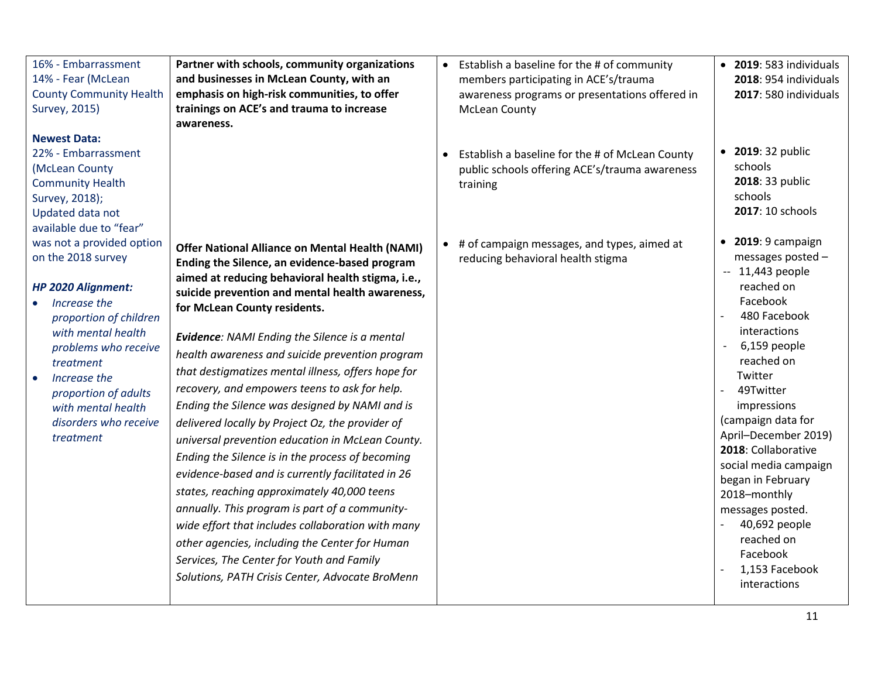| | | | |
|---|---|---|---|
| 16% - Embarrassment<br>14% - Fear (McLean County Community Health Survey, 2015)<br><br>**Newest Data:**<br>22% - Embarrassment (McLean County Community Health Survey, 2018);<br>Updated data not available due to "fear" was not a provided option on the 2018 survey<br><br>***HP 2020 Alignment:***<br>• *Increase the proportion of children with mental health problems who receive treatment*<br>• *Increase the proportion of adults with mental health disorders who receive treatment* | **Partner with schools, community organizations and businesses in McLean County, with an emphasis on high-risk communities, to offer trainings on ACE's and trauma to increase awareness.**<br><br>**Offer National Alliance on Mental Health (NAMI) Ending the Silence, an evidence-based program aimed at reducing behavioral health stigma, i.e., suicide prevention and mental health awareness, for McLean County residents.**<br><br>***Evidence****: NAMI Ending the Silence is a mental health awareness and suicide prevention program that destigmatizes mental illness, offers hope for recovery, and empowers teens to ask for help. Ending the Silence was designed by NAMI and is delivered locally by Project Oz, the provider of universal prevention education in McLean County. Ending the Silence is in the process of becoming evidence-based and is currently facilitated in 26 states, reaching approximately 40,000 teens annually. This program is part of a community-wide effort that includes collaboration with many other agencies, including the Center for Human Services, The Center for Youth and Family Solutions, PATH Crisis Center, Advocate BroMenn* | • Establish a baseline for the # of community members participating in ACE's/trauma awareness programs or presentations offered in McLean County<br><br>• Establish a baseline for the # of McLean County public schools offering ACE's/trauma awareness training<br><br>• # of campaign messages, and types, aimed at reducing behavioral health stigma | • **2019**: 583 individuals<br>**2018**: 954 individuals<br>**2017**: 580 individuals<br><br>• **2019**: 32 public schools<br>**2018**: 33 public schools<br>**2017**: 10 schools<br><br>• **2019**: 9 campaign messages posted –<br>-- 11,443 people reached on Facebook<br>- 480 Facebook interactions<br>- 6,159 people reached on Twitter<br>- 49Twitter impressions<br>(campaign data for April–December 2019)<br>**2018**: Collaborative social media campaign began in February 2018–monthly messages posted.<br>- 40,692 people reached on Facebook<br>- 1,153 Facebook interactions |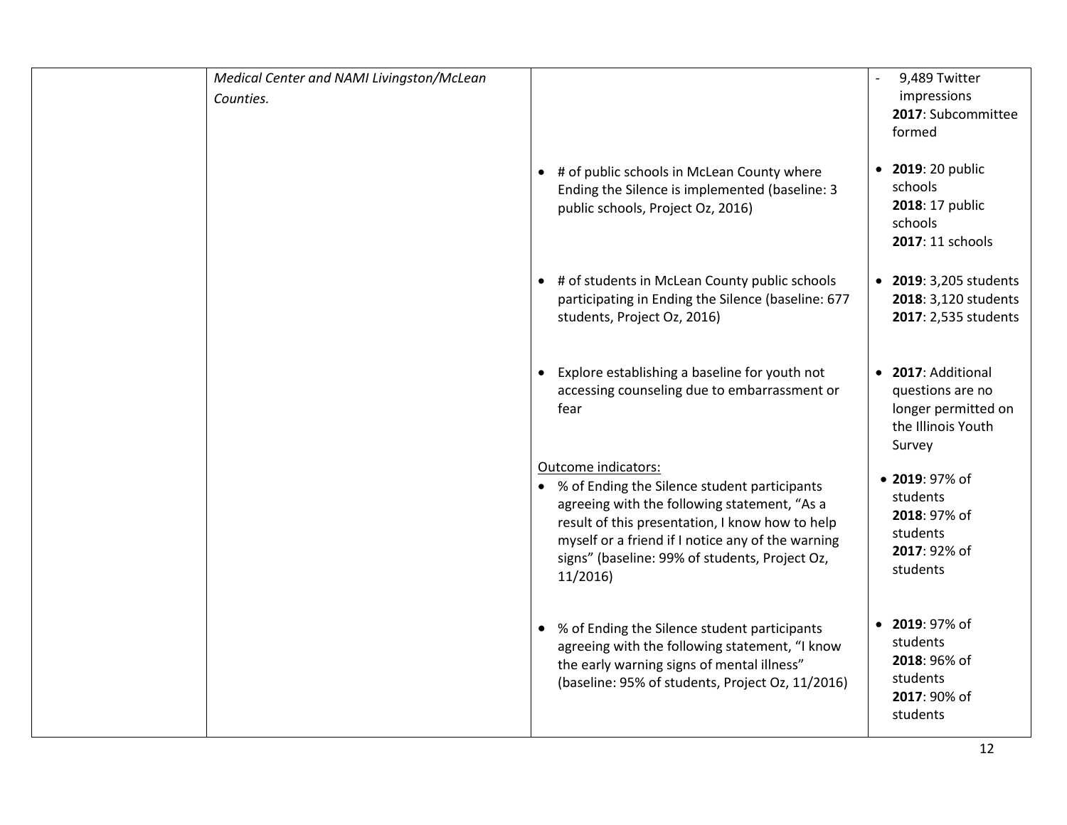| | | | |
|---|---|---|---|
| | *Medical Center and NAMI Livingston/McLean Counties.* | | - 9,489 Twitter impressions<br>**2017**: Subcommittee formed |
| | | • # of public schools in McLean County where Ending the Silence is implemented (baseline: 3 public schools, Project Oz, 2016) | • **2019**: 20 public schools<br>**2018**: 17 public schools<br>**2017**: 11 schools |
| | | • # of students in McLean County public schools participating in Ending the Silence (baseline: 677 students, Project Oz, 2016) | • **2019**: 3,205 students<br>**2018**: 3,120 students<br>**2017**: 2,535 students |
| | | • Explore establishing a baseline for youth not accessing counseling due to embarrassment or fear | • **2017**: Additional questions are no longer permitted on the Illinois Youth Survey |
| | | Outcome indicators:<br>• % of Ending the Silence student participants agreeing with the following statement, "As a result of this presentation, I know how to help myself or a friend if I notice any of the warning signs" (baseline: 99% of students, Project Oz, 11/2016) | • **2019**: 97% of students<br>**2018**: 97% of students<br>**2017**: 92% of students |
| | | • % of Ending the Silence student participants agreeing with the following statement, "I know the early warning signs of mental illness" (baseline: 95% of students, Project Oz, 11/2016) | • **2019**: 97% of students<br>**2018**: 96% of students<br>**2017**: 90% of students |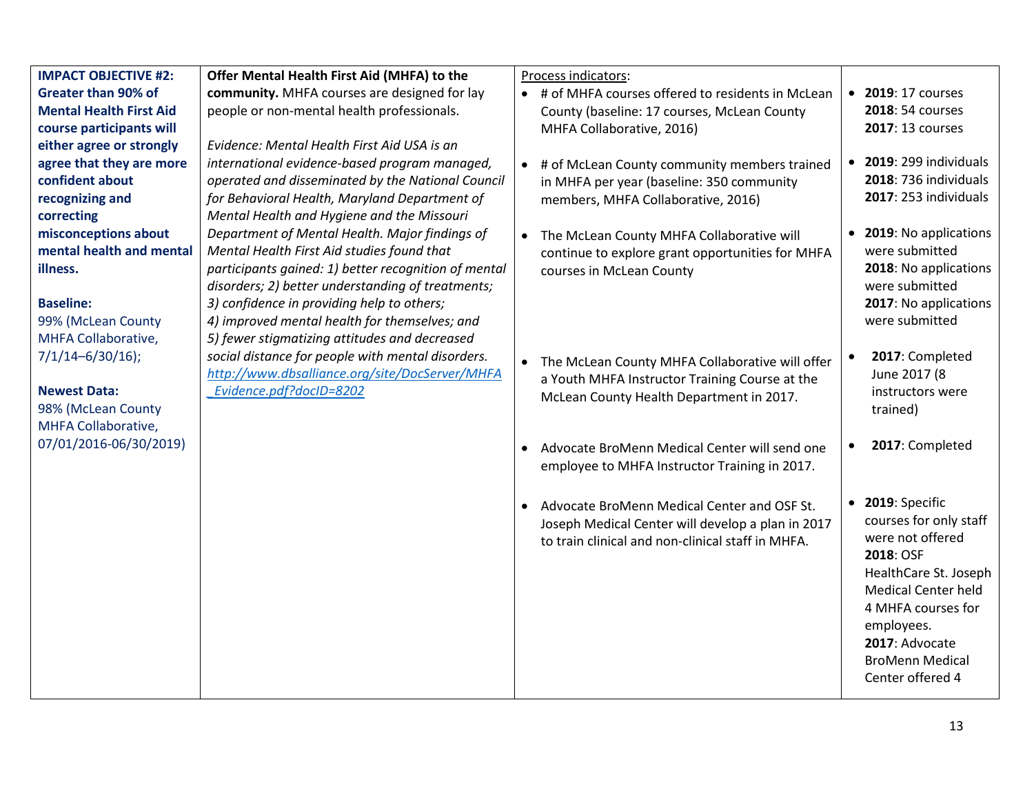| | | | |
|---|---|---|---|
| **IMPACT OBJECTIVE #2: Greater than 90% of Mental Health First Aid course participants will either agree or strongly agree that they are more confident about recognizing and correcting misconceptions about mental health and mental illness.**<br><br>**Baseline:**<br>99% (McLean County MHFA Collaborative, 7/1/14–6/30/16);<br><br>**Newest Data:**<br>98% (McLean County MHFA Collaborative, 07/01/2016-06/30/2019) | **Offer Mental Health First Aid (MHFA) to the community.** MHFA courses are designed for lay people or non-mental health professionals.<br><br>*Evidence: Mental Health First Aid USA is an international evidence-based program managed, operated and disseminated by the National Council for Behavioral Health, Maryland Department of Mental Health and Hygiene and the Missouri Department of Mental Health. Major findings of Mental Health First Aid studies found that participants gained: 1) better recognition of mental disorders; 2) better understanding of treatments; 3) confidence in providing help to others; 4) improved mental health for themselves; and 5) fewer stigmatizing attitudes and decreased social distance for people with mental disorders.* *http://www.dbsalliance.org/site/DocServer/MHFA_Evidence.pdf?docID=8202* | Process indicators:<br>• # of MHFA courses offered to residents in McLean County (baseline: 17 courses, McLean County MHFA Collaborative, 2016)<br><br>• # of McLean County community members trained in MHFA per year (baseline: 350 community members, MHFA Collaborative, 2016)<br><br>• The McLean County MHFA Collaborative will continue to explore grant opportunities for MHFA courses in McLean County<br><br>• The McLean County MHFA Collaborative will offer a Youth MHFA Instructor Training Course at the McLean County Health Department in 2017.<br><br>• Advocate BroMenn Medical Center will send one employee to MHFA Instructor Training in 2017.<br><br>• Advocate BroMenn Medical Center and OSF St. Joseph Medical Center will develop a plan in 2017 to train clinical and non-clinical staff in MHFA. | • **2019**: 17 courses<br>**2018**: 54 courses<br>**2017**: 13 courses<br><br>• **2019**: 299 individuals<br>**2018**: 736 individuals<br>**2017**: 253 individuals<br><br>• **2019**: No applications were submitted<br>**2018**: No applications were submitted<br>**2017**: No applications were submitted<br><br>• **2017**: Completed June 2017 (8 instructors were trained)<br><br>• **2017**: Completed<br><br>• **2019**: Specific courses for only staff were not offered<br>**2018**: OSF HealthCare St. Joseph Medical Center held 4 MHFA courses for employees.<br>**2017**: Advocate BroMenn Medical Center offered 4 |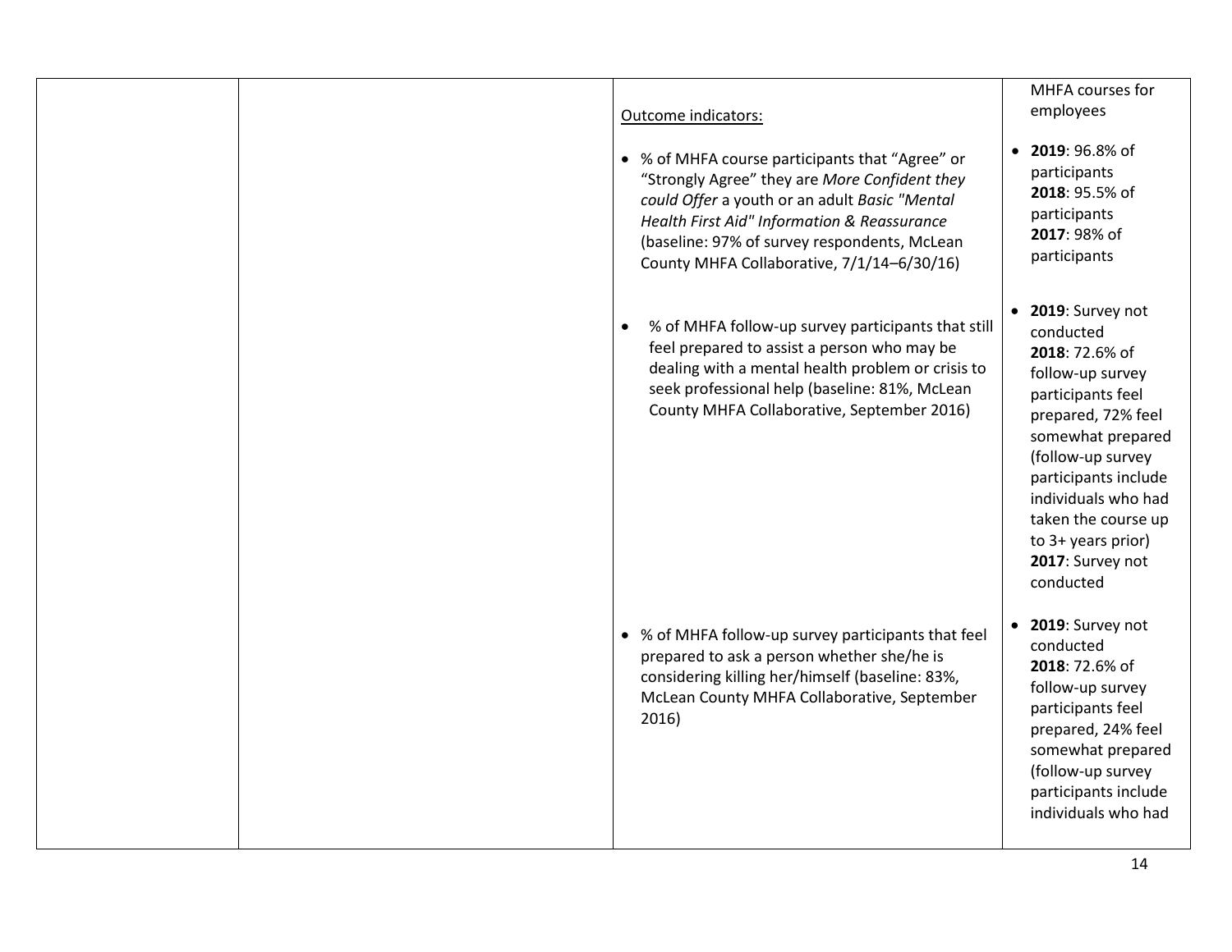| | | | |
|---|---|---|---|
| | | Outcome indicators:<br><br>• % of MHFA course participants that "Agree" or "Strongly Agree" they are *More Confident they could Offer* a youth or an adult *Basic "Mental Health First Aid" Information & Reassurance* (baseline: 97% of survey respondents, McLean County MHFA Collaborative, 7/1/14–6/30/16)<br><br>• % of MHFA follow-up survey participants that still feel prepared to assist a person who may be dealing with a mental health problem or crisis to seek professional help (baseline: 81%, McLean County MHFA Collaborative, September 2016)<br><br>• % of MHFA follow-up survey participants that feel prepared to ask a person whether she/he is considering killing her/himself (baseline: 83%, McLean County MHFA Collaborative, September 2016) | MHFA courses for employees<br><br>• **2019**: 96.8% of participants<br>**2018**: 95.5% of participants<br>**2017**: 98% of participants<br><br>• **2019**: Survey not conducted<br>**2018**: 72.6% of follow-up survey participants feel prepared, 72% feel somewhat prepared (follow-up survey participants include individuals who had taken the course up to 3+ years prior)<br>**2017**: Survey not conducted<br><br>• **2019**: Survey not conducted<br>**2018**: 72.6% of follow-up survey participants feel prepared, 24% feel somewhat prepared (follow-up survey participants include individuals who had |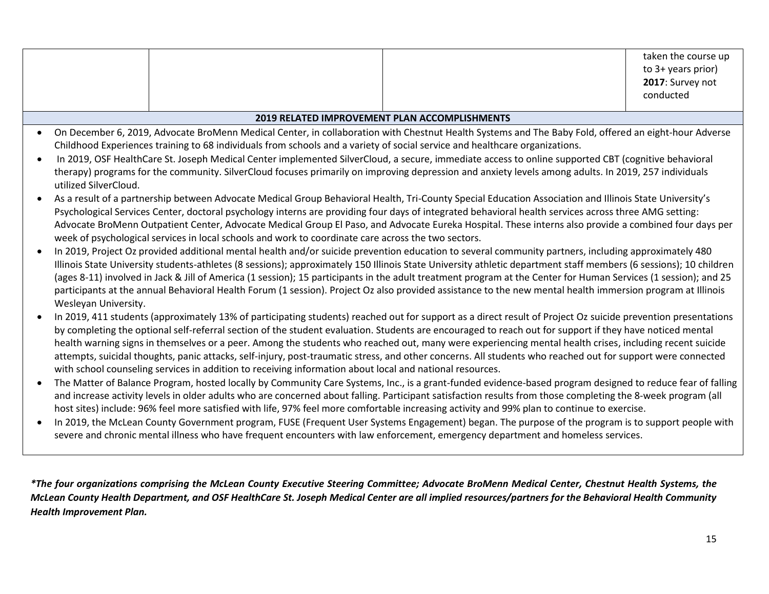| | | | taken the course up to 3+ years prior)<br>**2017**: Survey not conducted |
|---|---|---|---|

**2019 RELATED IMPROVEMENT PLAN ACCOMPLISHMENTS**

- On December 6, 2019, Advocate BroMenn Medical Center, in collaboration with Chestnut Health Systems and The Baby Fold, offered an eight-hour Adverse Childhood Experiences training to 68 individuals from schools and a variety of social service and healthcare organizations.
- In 2019, OSF HealthCare St. Joseph Medical Center implemented SilverCloud, a secure, immediate access to online supported CBT (cognitive behavioral therapy) programs for the community. SilverCloud focuses primarily on improving depression and anxiety levels among adults. In 2019, 257 individuals utilized SilverCloud.
- As a result of a partnership between Advocate Medical Group Behavioral Health, Tri-County Special Education Association and Illinois State University's Psychological Services Center, doctoral psychology interns are providing four days of integrated behavioral health services across three AMG setting: Advocate BroMenn Outpatient Center, Advocate Medical Group El Paso, and Advocate Eureka Hospital. These interns also provide a combined four days per week of psychological services in local schools and work to coordinate care across the two sectors.
- In 2019, Project Oz provided additional mental health and/or suicide prevention education to several community partners, including approximately 480 Illinois State University students-athletes (8 sessions); approximately 150 Illinois State University athletic department staff members (6 sessions); 10 children (ages 8-11) involved in Jack & Jill of America (1 session); 15 participants in the adult treatment program at the Center for Human Services (1 session); and 25 participants at the annual Behavioral Health Forum (1 session). Project Oz also provided assistance to the new mental health immersion program at Illinois Wesleyan University.
- In 2019, 411 students (approximately 13% of participating students) reached out for support as a direct result of Project Oz suicide prevention presentations by completing the optional self-referral section of the student evaluation. Students are encouraged to reach out for support if they have noticed mental health warning signs in themselves or a peer. Among the students who reached out, many were experiencing mental health crises, including recent suicide attempts, suicidal thoughts, panic attacks, self-injury, post-traumatic stress, and other concerns. All students who reached out for support were connected with school counseling services in addition to receiving information about local and national resources.
- The Matter of Balance Program, hosted locally by Community Care Systems, Inc., is a grant-funded evidence-based program designed to reduce fear of falling and increase activity levels in older adults who are concerned about falling. Participant satisfaction results from those completing the 8-week program (all host sites) include: 96% feel more satisfied with life, 97% feel more comfortable increasing activity and 99% plan to continue to exercise.
- In 2019, the McLean County Government program, FUSE (Frequent User Systems Engagement) began. The purpose of the program is to support people with severe and chronic mental illness who have frequent encounters with law enforcement, emergency department and homeless services.

***The four organizations comprising the McLean County Executive Steering Committee; Advocate BroMenn Medical Center, Chestnut Health Systems, the McLean County Health Department, and OSF HealthCare St. Joseph Medical Center are all implied resources/partners for the Behavioral Health Community Health Improvement Plan.***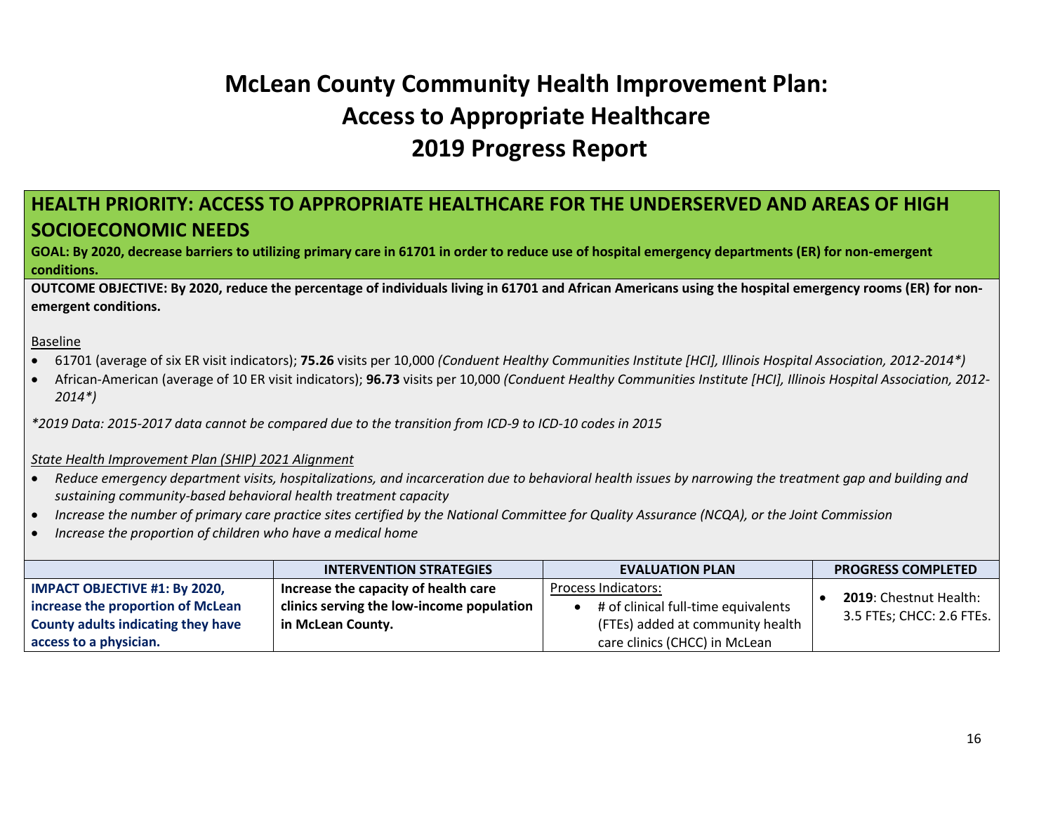# McLean County Community Health Improvement Plan: Access to Appropriate Healthcare 2019 Progress Report

## HEALTH PRIORITY: ACCESS TO APPROPRIATE HEALTHCARE FOR THE UNDERSERVED AND AREAS OF HIGH SOCIOECONOMIC NEEDS

**GOAL: By 2020, decrease barriers to utilizing primary care in 61701 in order to reduce use of hospital emergency departments (ER) for non-emergent conditions.**

**OUTCOME OBJECTIVE: By 2020, reduce the percentage of individuals living in 61701 and African Americans using the hospital emergency rooms (ER) for non-emergent conditions.**

Baseline

- 61701 (average of six ER visit indicators); **75.26** visits per 10,000 *(Conduent Healthy Communities Institute [HCI], Illinois Hospital Association, 2012-2014*)*
- African-American (average of 10 ER visit indicators); **96.73** visits per 10,000 *(Conduent Healthy Communities Institute [HCI], Illinois Hospital Association, 2012-2014*)*

**2019 Data: 2015-2017 data cannot be compared due to the transition from ICD-9 to ICD-10 codes in 2015*

*State Health Improvement Plan (SHIP) 2021 Alignment*

- *Reduce emergency department visits, hospitalizations, and incarceration due to behavioral health issues by narrowing the treatment gap and building and sustaining community-based behavioral health treatment capacity*
- *Increase the number of primary care practice sites certified by the National Committee for Quality Assurance (NCQA), or the Joint Commission*
- *Increase the proportion of children who have a medical home*

| | INTERVENTION STRATEGIES | EVALUATION PLAN | PROGRESS COMPLETED |
|---|---|---|---|
| **IMPACT OBJECTIVE #1: By 2020, increase the proportion of McLean County adults indicating they have access to a physician.** | **Increase the capacity of health care clinics serving the low-income population in McLean County.** | Process Indicators:<br>• # of clinical full-time equivalents (FTEs) added at community health care clinics (CHCC) in McLean | • **2019**: Chestnut Health: 3.5 FTEs; CHCC: 2.6 FTEs. |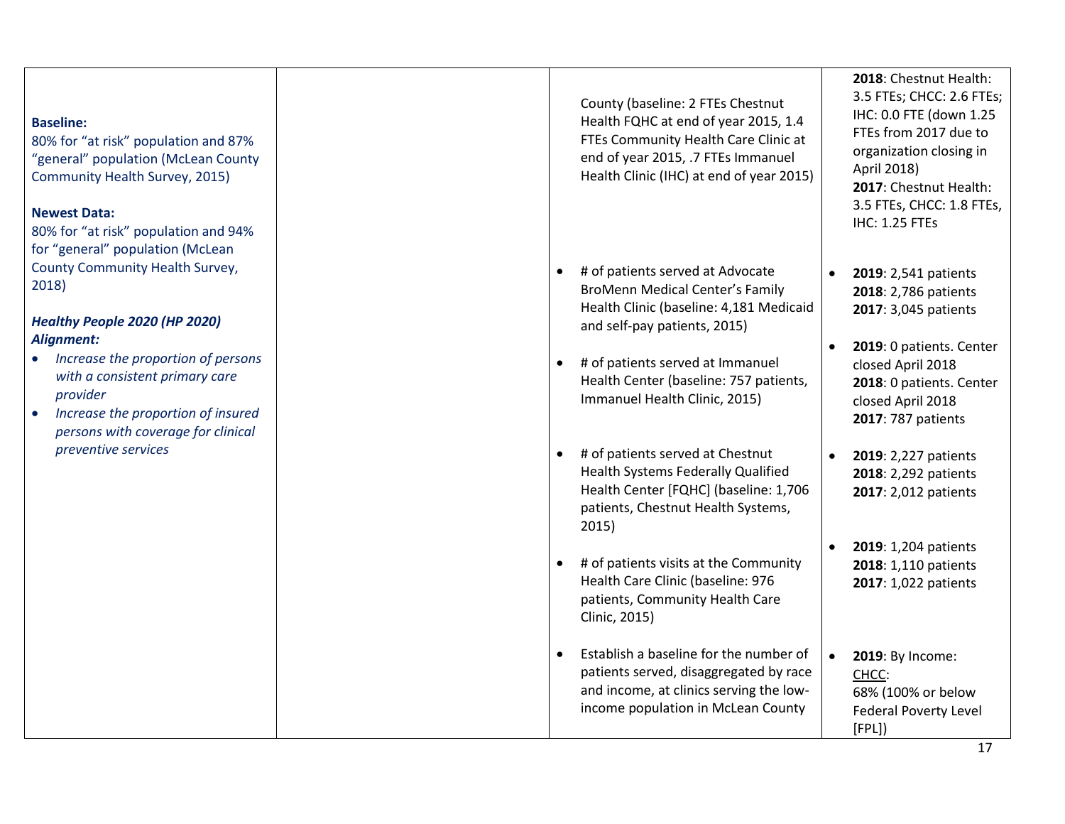| | | | |
|---|---|---|---|
| **Baseline:**<br>80% for "at risk" population and 87% "general" population (McLean County Community Health Survey, 2015)<br><br>**Newest Data:**<br>80% for "at risk" population and 94% for "general" population (McLean County Community Health Survey, 2018)<br><br>***Healthy People 2020 (HP 2020) Alignment:***<br>• *Increase the proportion of persons with a consistent primary care provider*<br>• *Increase the proportion of insured persons with coverage for clinical preventive services* | | County (baseline: 2 FTEs Chestnut Health FQHC at end of year 2015, 1.4 FTEs Community Health Care Clinic at end of year 2015, .7 FTEs Immanuel Health Clinic (IHC) at end of year 2015)<br><br>• # of patients served at Advocate BroMenn Medical Center's Family Health Clinic (baseline: 4,181 Medicaid and self-pay patients, 2015)<br><br>• # of patients served at Immanuel Health Center (baseline: 757 patients, Immanuel Health Clinic, 2015)<br><br>• # of patients served at Chestnut Health Systems Federally Qualified Health Center [FQHC] (baseline: 1,706 patients, Chestnut Health Systems, 2015)<br><br>• # of patients visits at the Community Health Care Clinic (baseline: 976 patients, Community Health Care Clinic, 2015)<br><br>• Establish a baseline for the number of patients served, disaggregated by race and income, at clinics serving the low-income population in McLean County | **2018**: Chestnut Health: 3.5 FTEs; CHCC: 2.6 FTEs; IHC: 0.0 FTE (down 1.25 FTEs from 2017 due to organization closing in April 2018)<br>**2017**: Chestnut Health: 3.5 FTEs, CHCC: 1.8 FTEs, IHC: 1.25 FTEs<br><br>• **2019**: 2,541 patients<br>**2018**: 2,786 patients<br>**2017**: 3,045 patients<br><br>• **2019**: 0 patients. Center closed April 2018<br>**2018**: 0 patients. Center closed April 2018<br>**2017**: 787 patients<br><br>• **2019**: 2,227 patients<br>**2018**: 2,292 patients<br>**2017**: 2,012 patients<br><br>• **2019**: 1,204 patients<br>**2018**: 1,110 patients<br>**2017**: 1,022 patients<br><br>• **2019**: By Income:<br>CHCC:<br>68% (100% or below Federal Poverty Level [FPL]) |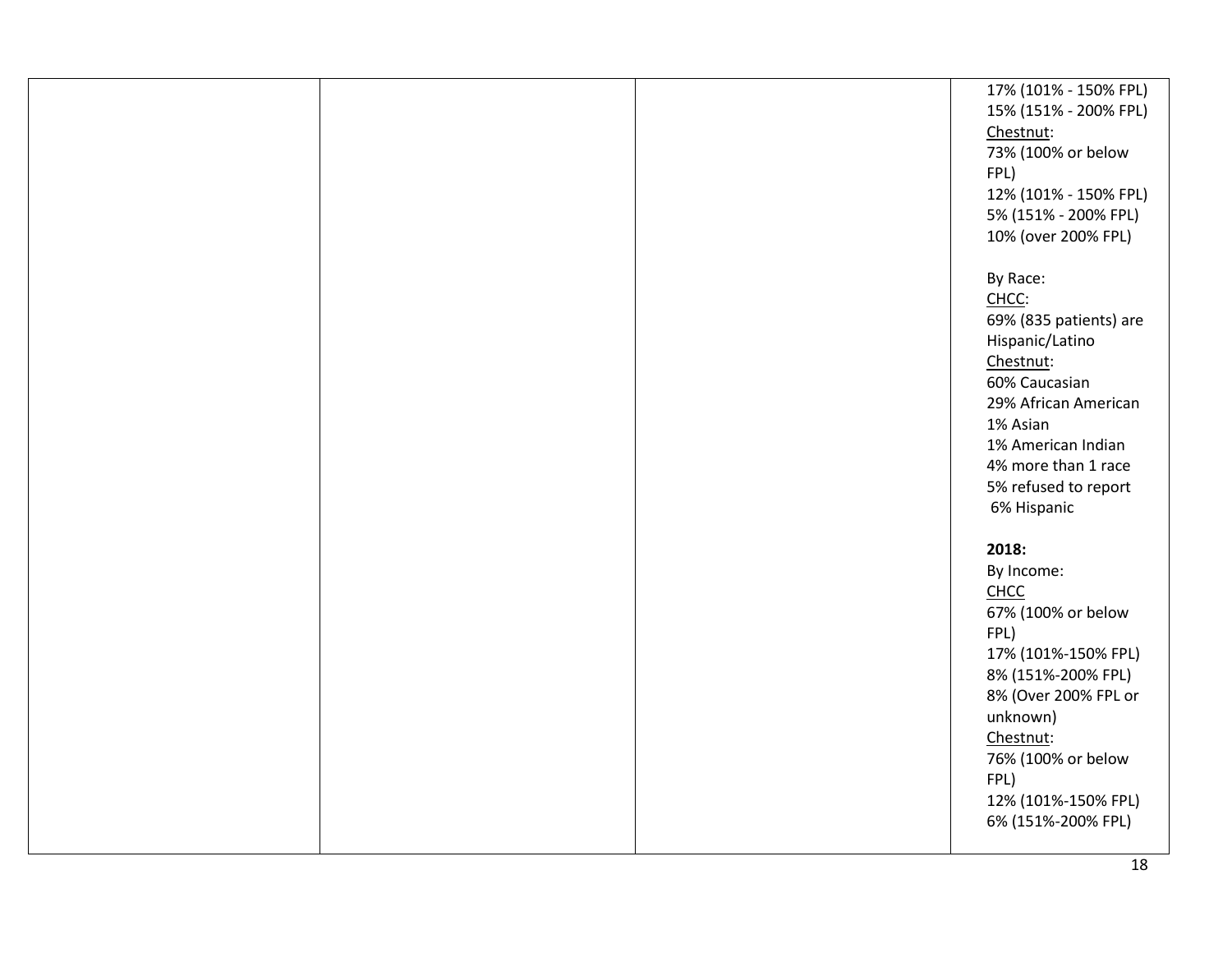| | | | |
|---|---|---|---|
| | | | 17% (101% - 150% FPL)<br>15% (151% - 200% FPL)<br><u>Chestnut</u>:<br>73% (100% or below FPL)<br>12% (101% - 150% FPL)<br>5% (151% - 200% FPL)<br>10% (over 200% FPL)<br><br>By Race:<br><u>CHCC</u>:<br>69% (835 patients) are Hispanic/Latino<br><u>Chestnut</u>:<br>60% Caucasian<br>29% African American<br>1% Asian<br>1% American Indian<br>4% more than 1 race<br>5% refused to report<br>6% Hispanic<br><br>**2018:**<br>By Income:<br><u>CHCC</u><br>67% (100% or below FPL)<br>17% (101%-150% FPL)<br>8% (151%-200% FPL)<br>8% (Over 200% FPL or unknown)<br><u>Chestnut</u>:<br>76% (100% or below FPL)<br>12% (101%-150% FPL)<br>6% (151%-200% FPL) |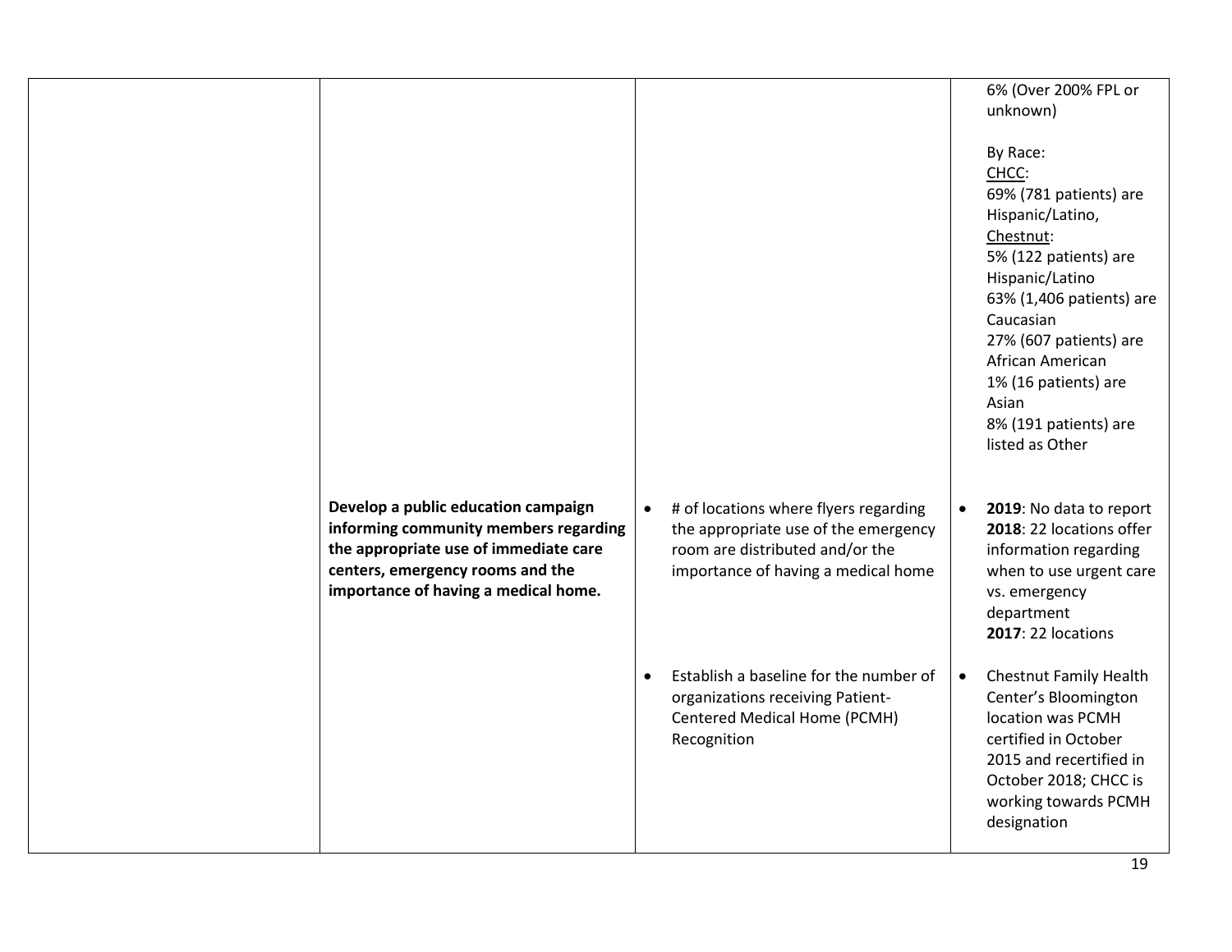|  |  |  |  |
|---|---|---|---|
|  |  |  | 6% (Over 200% FPL or unknown)<br><br>By Race:<br>CHCC:<br>69% (781 patients) are Hispanic/Latino,<br>Chestnut:<br>5% (122 patients) are Hispanic/Latino<br>63% (1,406 patients) are Caucasian<br>27% (607 patients) are African American<br>1% (16 patients) are Asian<br>8% (191 patients) are listed as Other |
|  | **Develop a public education campaign informing community members regarding the appropriate use of immediate care centers, emergency rooms and the importance of having a medical home.** | • # of locations where flyers regarding the appropriate use of the emergency room are distributed and/or the importance of having a medical home | • **2019**: No data to report<br>**2018**: 22 locations offer information regarding when to use urgent care vs. emergency department<br>**2017**: 22 locations |
|  |  | • Establish a baseline for the number of organizations receiving Patient-Centered Medical Home (PCMH) Recognition | • Chestnut Family Health Center's Bloomington location was PCMH certified in October 2015 and recertified in October 2018; CHCC is working towards PCMH designation |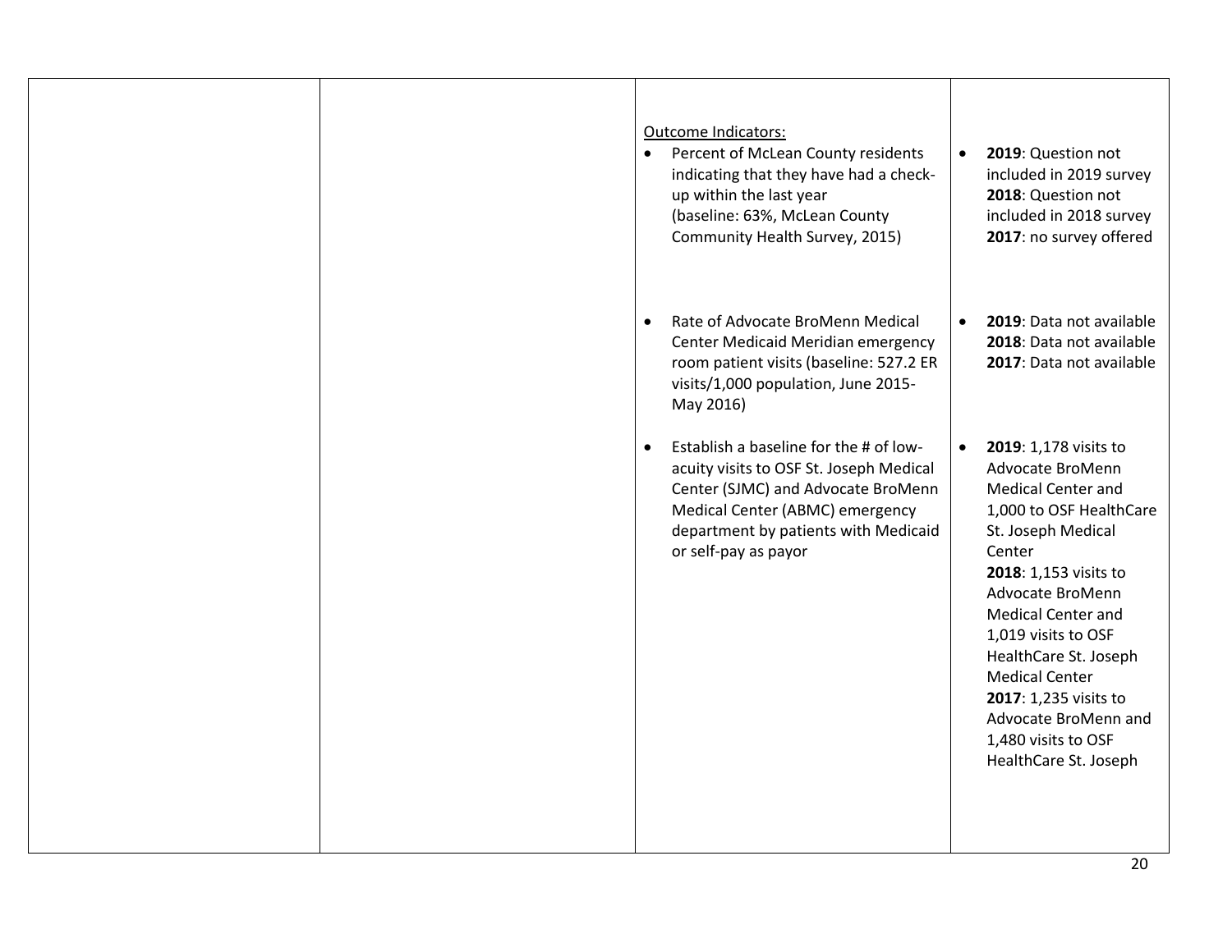| | | | |
|---|---|---|---|
| | | Outcome Indicators:<br>• Percent of McLean County residents indicating that they have had a check-up within the last year (baseline: 63%, McLean County Community Health Survey, 2015) | • **2019**: Question not included in 2019 survey **2018**: Question not included in 2018 survey **2017**: no survey offered |
| | | • Rate of Advocate BroMenn Medical Center Medicaid Meridian emergency room patient visits (baseline: 527.2 ER visits/1,000 population, June 2015-May 2016) | • **2019**: Data not available **2018**: Data not available **2017**: Data not available |
| | | • Establish a baseline for the # of low-acuity visits to OSF St. Joseph Medical Center (SJMC) and Advocate BroMenn Medical Center (ABMC) emergency department by patients with Medicaid or self-pay as payor | • **2019**: 1,178 visits to Advocate BroMenn Medical Center and 1,000 to OSF HealthCare St. Joseph Medical Center **2018**: 1,153 visits to Advocate BroMenn Medical Center and 1,019 visits to OSF HealthCare St. Joseph Medical Center **2017**: 1,235 visits to Advocate BroMenn and 1,480 visits to OSF HealthCare St. Joseph |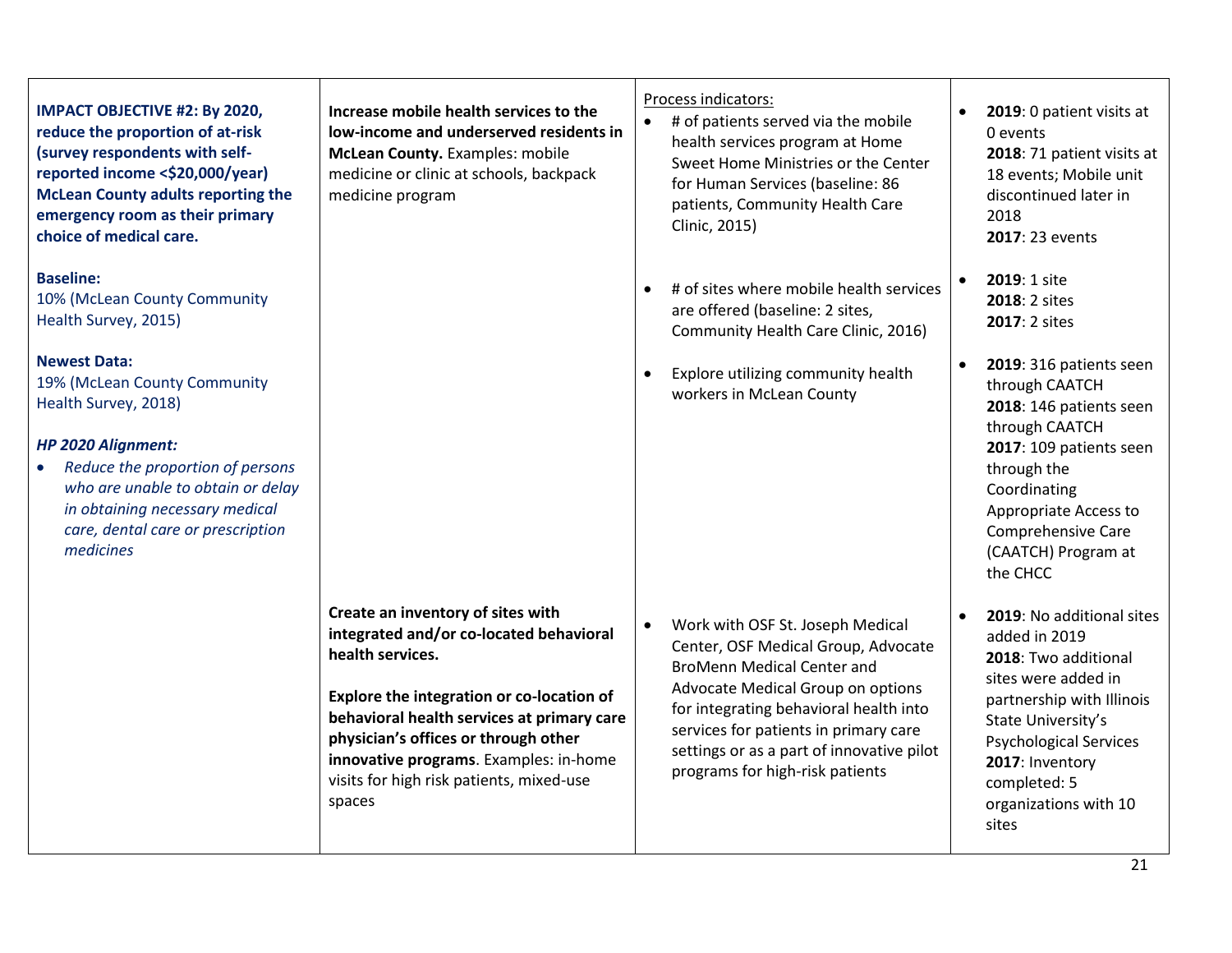| | | | |
|---|---|---|---|
| **IMPACT OBJECTIVE #2: By 2020, reduce the proportion of at-risk (survey respondents with self-reported income <$20,000/year) McLean County adults reporting the emergency room as their primary choice of medical care.**<br><br>**Baseline:**<br>10% (McLean County Community Health Survey, 2015)<br><br>**Newest Data:**<br>19% (McLean County Community Health Survey, 2018)<br><br>***HP 2020 Alignment:***<br>• *Reduce the proportion of persons who are unable to obtain or delay in obtaining necessary medical care, dental care or prescription medicines* | **Increase mobile health services to the low-income and underserved residents in McLean County.** Examples: mobile medicine or clinic at schools, backpack medicine program | Process indicators:<br>• # of patients served via the mobile health services program at Home Sweet Home Ministries or the Center for Human Services (baseline: 86 patients, Community Health Care Clinic, 2015)<br><br>• # of sites where mobile health services are offered (baseline: 2 sites, Community Health Care Clinic, 2016)<br><br>• Explore utilizing community health workers in McLean County | • **2019**: 0 patient visits at 0 events<br>**2018**: 71 patient visits at 18 events; Mobile unit discontinued later in 2018<br>**2017**: 23 events<br><br>• **2019**: 1 site<br>**2018**: 2 sites<br>**2017**: 2 sites<br><br>• **2019**: 316 patients seen through CAATCH<br>**2018**: 146 patients seen through CAATCH<br>**2017**: 109 patients seen through the Coordinating Appropriate Access to Comprehensive Care (CAATCH) Program at the CHCC |
| | **Create an inventory of sites with integrated and/or co-located behavioral health services.**<br><br>**Explore the integration or co-location of behavioral health services at primary care physician's offices or through other innovative programs**. Examples: in-home visits for high risk patients, mixed-use spaces | • Work with OSF St. Joseph Medical Center, OSF Medical Group, Advocate BroMenn Medical Center and Advocate Medical Group on options for integrating behavioral health into services for patients in primary care settings or as a part of innovative pilot programs for high-risk patients | • **2019**: No additional sites added in 2019<br>**2018**: Two additional sites were added in partnership with Illinois State University's Psychological Services<br>**2017**: Inventory completed: 5 organizations with 10 sites |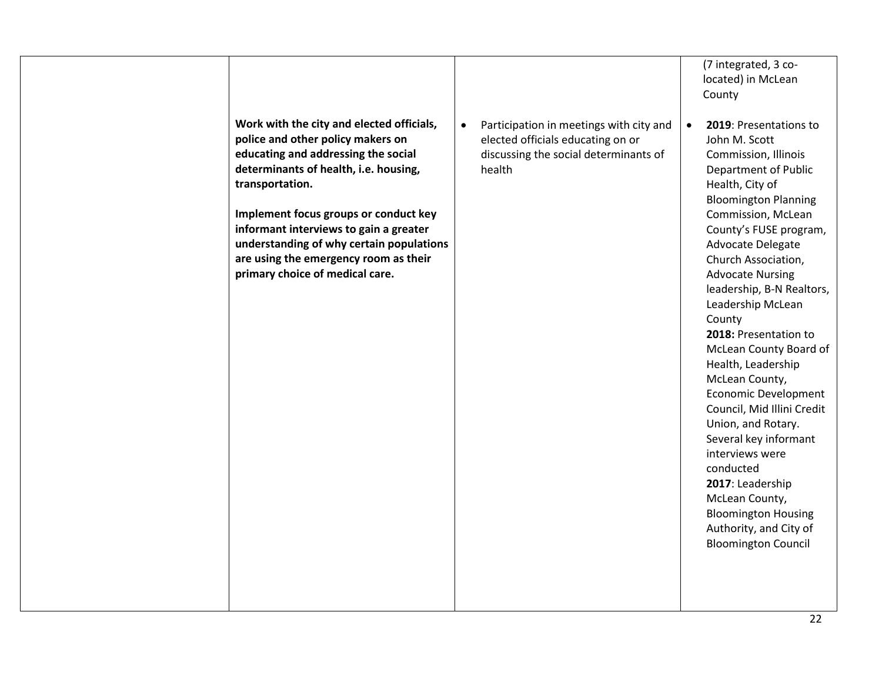| | | | |
|---|---|---|---|
| | | | (7 integrated, 3 co-located) in McLean County |
| | **Work with the city and elected officials, police and other policy makers on educating and addressing the social determinants of health, i.e. housing, transportation.**<br><br>**Implement focus groups or conduct key informant interviews to gain a greater understanding of why certain populations are using the emergency room as their primary choice of medical care.** | • Participation in meetings with city and elected officials educating on or discussing the social determinants of health | • **2019**: Presentations to John M. Scott Commission, Illinois Department of Public Health, City of Bloomington Planning Commission, McLean County's FUSE program, Advocate Delegate Church Association, Advocate Nursing leadership, B-N Realtors, Leadership McLean County<br>**2018:** Presentation to McLean County Board of Health, Leadership McLean County, Economic Development Council, Mid Illini Credit Union, and Rotary. Several key informant interviews were conducted<br>**2017**: Leadership McLean County, Bloomington Housing Authority, and City of Bloomington Council |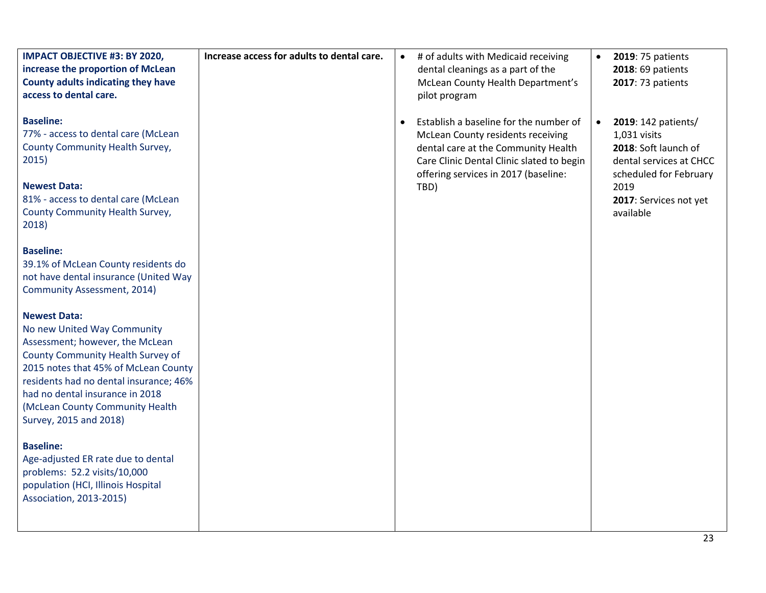| **IMPACT OBJECTIVE #3: BY 2020, increase the proportion of McLean County adults indicating they have access to dental care.**<br><br>**Baseline:**<br>77% - access to dental care (McLean County Community Health Survey, 2015)<br><br>**Newest Data:**<br>81% - access to dental care (McLean County Community Health Survey, 2018)<br><br>**Baseline:**<br>39.1% of McLean County residents do not have dental insurance (United Way Community Assessment, 2014)<br><br>**Newest Data:**<br>No new United Way Community Assessment; however, the McLean County Community Health Survey of 2015 notes that 45% of McLean County residents had no dental insurance; 46% had no dental insurance in 2018 (McLean County Community Health Survey, 2015 and 2018)<br><br>**Baseline:**<br>Age-adjusted ER rate due to dental problems: 52.2 visits/10,000 population (HCI, Illinois Hospital Association, 2013-2015) | **Increase access for adults to dental care.** | • # of adults with Medicaid receiving dental cleanings as a part of the McLean County Health Department's pilot program<br><br>• Establish a baseline for the number of McLean County residents receiving dental care at the Community Health Care Clinic Dental Clinic slated to begin offering services in 2017 (baseline: TBD) | • **2019**: 75 patients<br>**2018**: 69 patients<br>**2017**: 73 patients<br><br>• **2019**: 142 patients/ 1,031 visits<br>**2018**: Soft launch of dental services at CHCC scheduled for February 2019<br>**2017**: Services not yet available |
|---|---|---|---|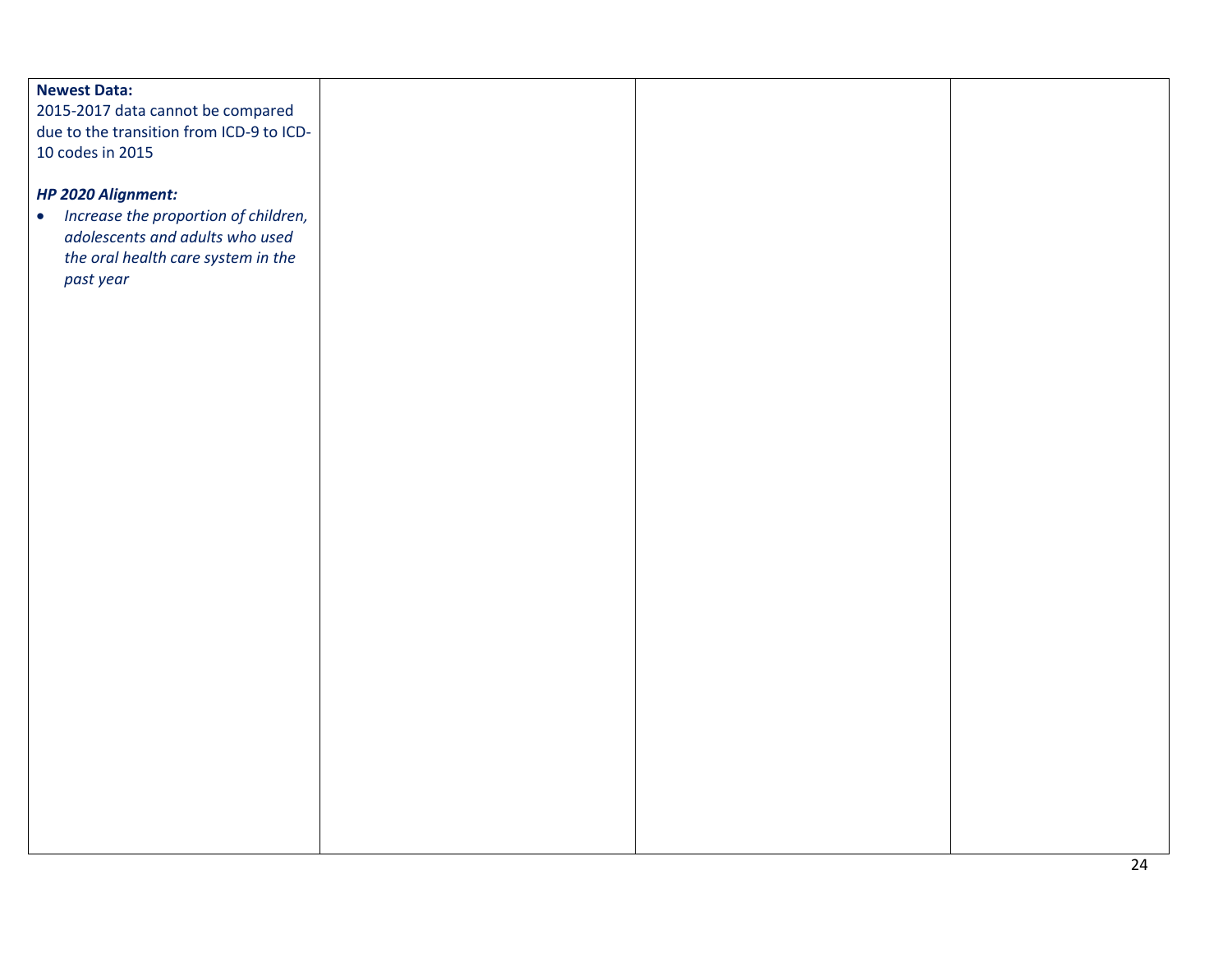| **Newest Data:**<br>2015-2017 data cannot be compared due to the transition from ICD-9 to ICD-10 codes in 2015<br><br>***HP 2020 Alignment:***<br>• *Increase the proportion of children, adolescents and adults who used the oral health care system in the past year* | | | |
|---|---|---|---|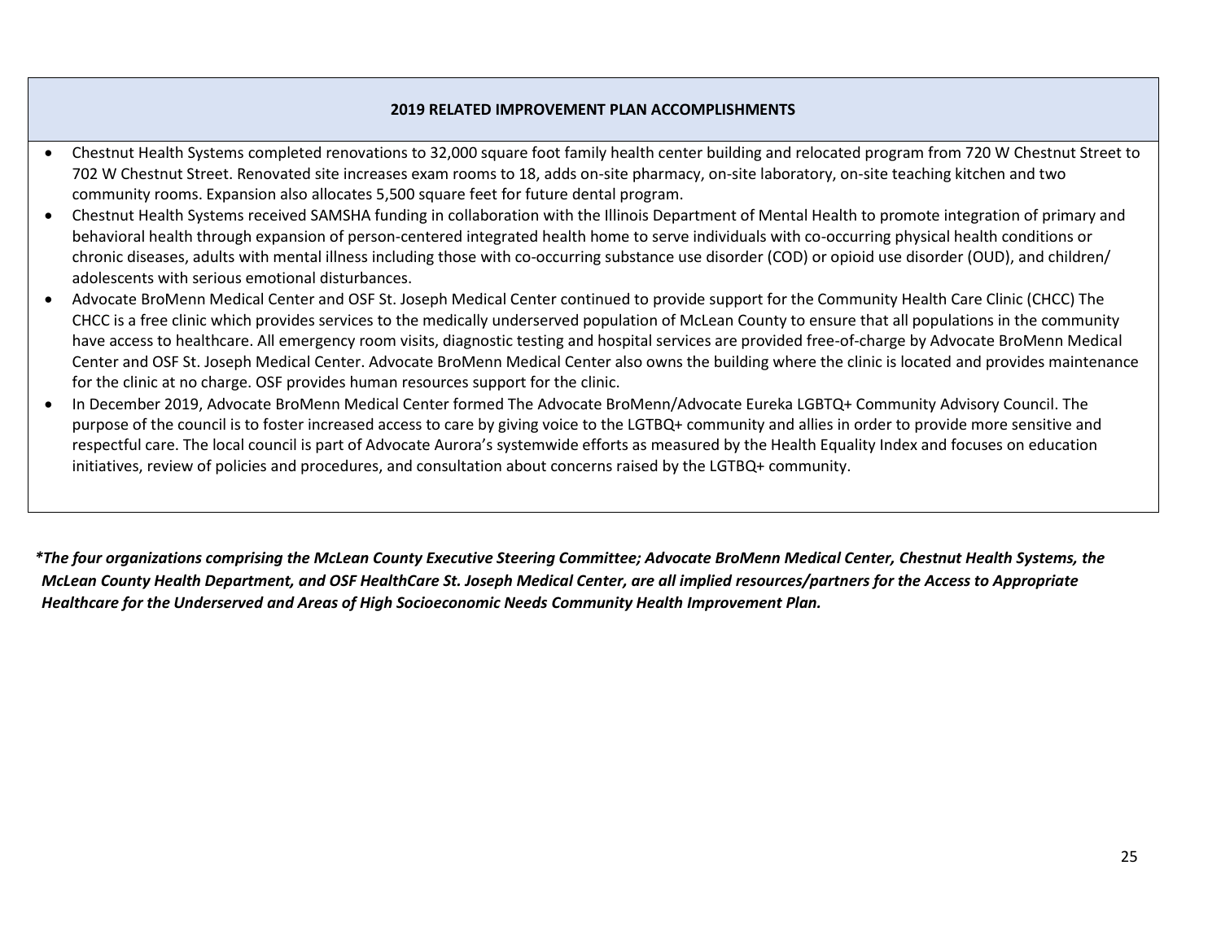**2019 RELATED IMPROVEMENT PLAN ACCOMPLISHMENTS**

- Chestnut Health Systems completed renovations to 32,000 square foot family health center building and relocated program from 720 W Chestnut Street to 702 W Chestnut Street. Renovated site increases exam rooms to 18, adds on-site pharmacy, on-site laboratory, on-site teaching kitchen and two community rooms. Expansion also allocates 5,500 square feet for future dental program.
- Chestnut Health Systems received SAMSHA funding in collaboration with the Illinois Department of Mental Health to promote integration of primary and behavioral health through expansion of person-centered integrated health home to serve individuals with co-occurring physical health conditions or chronic diseases, adults with mental illness including those with co-occurring substance use disorder (COD) or opioid use disorder (OUD), and children/ adolescents with serious emotional disturbances.
- Advocate BroMenn Medical Center and OSF St. Joseph Medical Center continued to provide support for the Community Health Care Clinic (CHCC) The CHCC is a free clinic which provides services to the medically underserved population of McLean County to ensure that all populations in the community have access to healthcare. All emergency room visits, diagnostic testing and hospital services are provided free-of-charge by Advocate BroMenn Medical Center and OSF St. Joseph Medical Center. Advocate BroMenn Medical Center also owns the building where the clinic is located and provides maintenance for the clinic at no charge. OSF provides human resources support for the clinic.
- In December 2019, Advocate BroMenn Medical Center formed The Advocate BroMenn/Advocate Eureka LGBTQ+ Community Advisory Council. The purpose of the council is to foster increased access to care by giving voice to the LGTBQ+ community and allies in order to provide more sensitive and respectful care. The local council is part of Advocate Aurora's systemwide efforts as measured by the Health Equality Index and focuses on education initiatives, review of policies and procedures, and consultation about concerns raised by the LGTBQ+ community.

***The four organizations comprising the McLean County Executive Steering Committee; Advocate BroMenn Medical Center, Chestnut Health Systems, the McLean County Health Department, and OSF HealthCare St. Joseph Medical Center, are all implied resources/partners for the Access to Appropriate Healthcare for the Underserved and Areas of High Socioeconomic Needs Community Health Improvement Plan.***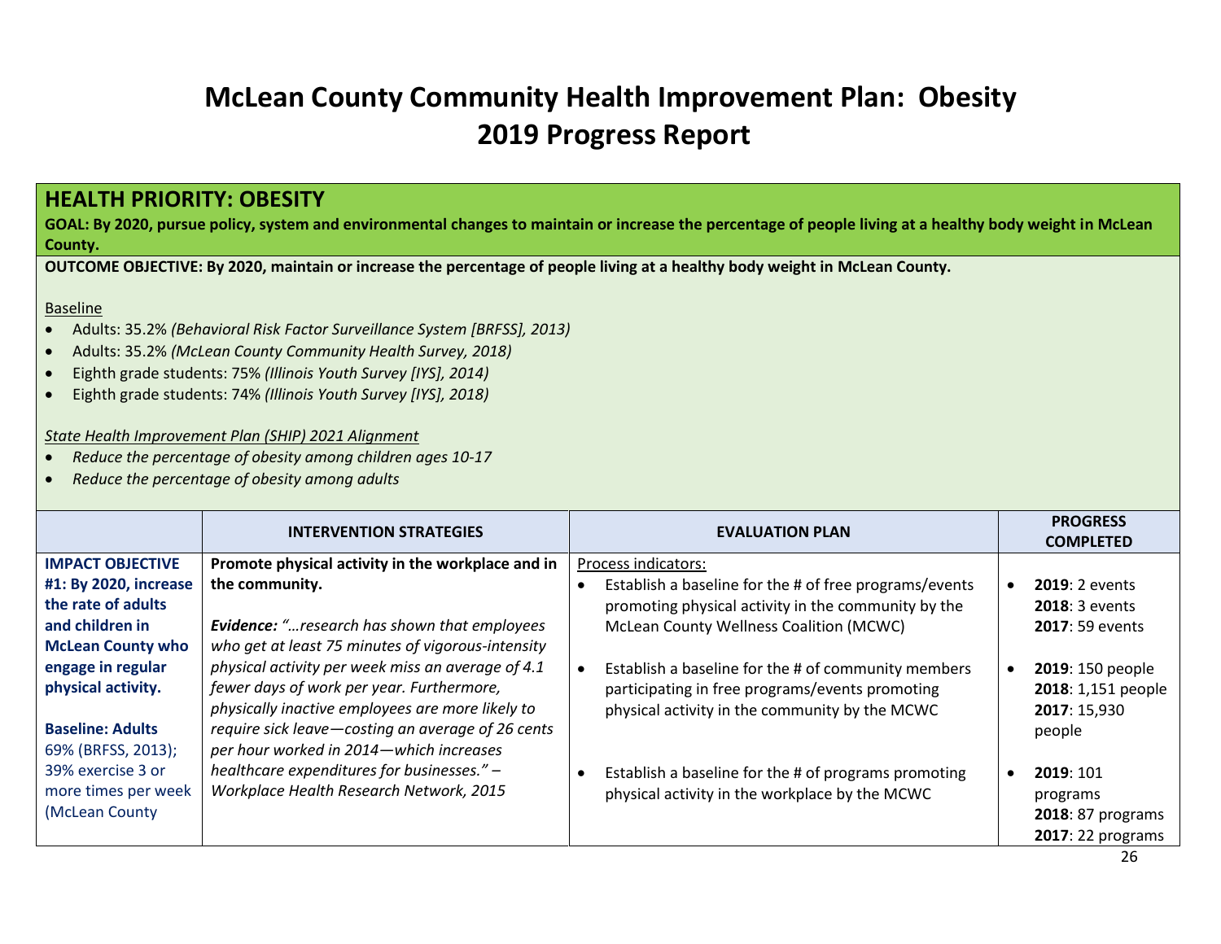# McLean County Community Health Improvement Plan: Obesity 2019 Progress Report

## HEALTH PRIORITY: OBESITY

**GOAL: By 2020, pursue policy, system and environmental changes to maintain or increase the percentage of people living at a healthy body weight in McLean County.**

**OUTCOME OBJECTIVE: By 2020, maintain or increase the percentage of people living at a healthy body weight in McLean County.**

Baseline

- Adults: 35.2% *(Behavioral Risk Factor Surveillance System [BRFSS], 2013)*
- Adults: 35.2% *(McLean County Community Health Survey, 2018)*
- Eighth grade students: 75% *(Illinois Youth Survey [IYS], 2014)*
- Eighth grade students: 74% *(Illinois Youth Survey [IYS], 2018)*

State Health Improvement Plan (SHIP) 2021 Alignment

- *Reduce the percentage of obesity among children ages 10-17*
- *Reduce the percentage of obesity among adults*

| | INTERVENTION STRATEGIES | EVALUATION PLAN | PROGRESS COMPLETED |
|---|---|---|---|
| **IMPACT OBJECTIVE #1: By 2020, increase the rate of adults and children in McLean County who engage in regular physical activity.**<br><br>**Baseline: Adults** 69% (BRFSS, 2013); 39% exercise 3 or more times per week (McLean County | **Promote physical activity in the workplace and in the community.**<br><br>***Evidence:*** *"…research has shown that employees who get at least 75 minutes of vigorous-intensity physical activity per week miss an average of 4.1 fewer days of work per year. Furthermore, physically inactive employees are more likely to require sick leave—costing an average of 26 cents per hour worked in 2014—which increases healthcare expenditures for businesses." – Workplace Health Research Network, 2015* | Process indicators:<br>• Establish a baseline for the # of free programs/events promoting physical activity in the community by the McLean County Wellness Coalition (MCWC)<br><br>• Establish a baseline for the # of community members participating in free programs/events promoting physical activity in the community by the MCWC<br><br>• Establish a baseline for the # of programs promoting physical activity in the workplace by the MCWC | • **2019**: 2 events<br>**2018**: 3 events<br>**2017**: 59 events<br><br>• **2019**: 150 people<br>**2018**: 1,151 people<br>**2017**: 15,930 people<br><br>• **2019**: 101 programs<br>**2018**: 87 programs<br>**2017**: 22 programs |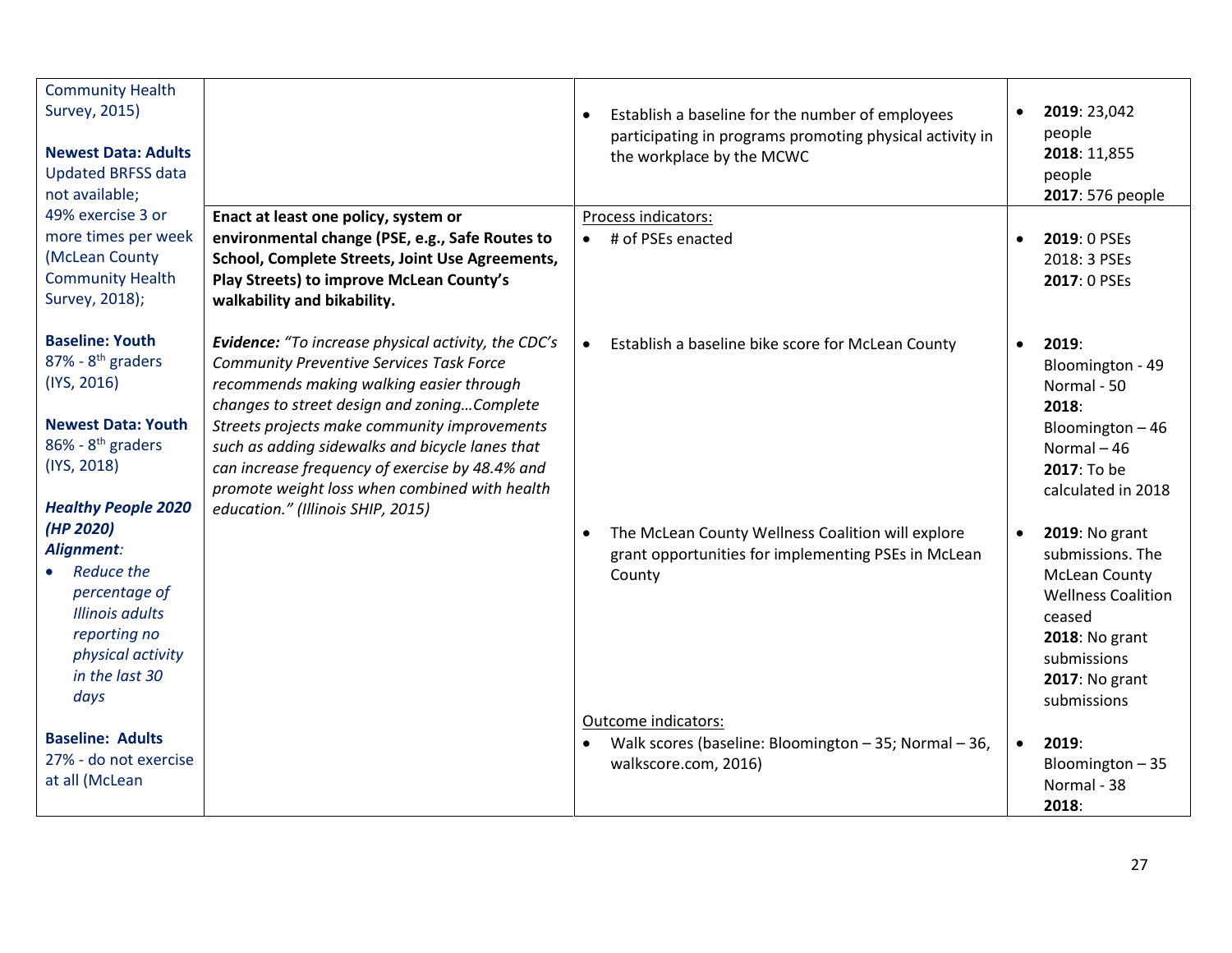| | | | |
|---|---|---|---|
| Community Health Survey, 2015)<br><br>**Newest Data: Adults** Updated BRFSS data not available; 49% exercise 3 or more times per week (McLean County Community Health Survey, 2018);<br><br>**Baseline: Youth** 87% - 8th graders (IYS, 2016)<br><br>**Newest Data: Youth** 86% - 8th graders (IYS, 2018)<br><br>***Healthy People 2020 (HP 2020) Alignment:***<br>• *Reduce the percentage of Illinois adults reporting no physical activity in the last 30 days*<br><br>**Baseline: Adults** 27% - do not exercise at all (McLean | | • Establish a baseline for the number of employees participating in programs promoting physical activity in the workplace by the MCWC | • **2019**: 23,042 people **2018**: 11,855 people **2017**: 576 people |
| | **Enact at least one policy, system or environmental change (PSE, e.g., Safe Routes to School, Complete Streets, Joint Use Agreements, Play Streets) to improve McLean County's walkability and bikability.**<br><br>***Evidence:*** *"To increase physical activity, the CDC's Community Preventive Services Task Force recommends making walking easier through changes to street design and zoning…Complete Streets projects make community improvements such as adding sidewalks and bicycle lanes that can increase frequency of exercise by 48.4% and promote weight loss when combined with health education." (Illinois SHIP, 2015)* | Process indicators:<br>• # of PSEs enacted | • **2019**: 0 PSEs 2018: 3 PSEs **2017**: 0 PSEs |
| | | • Establish a baseline bike score for McLean County | • **2019**: Bloomington - 49 Normal - 50 **2018**: Bloomington – 46 Normal – 46 **2017**: To be calculated in 2018 |
| | | • The McLean County Wellness Coalition will explore grant opportunities for implementing PSEs in McLean County | • **2019**: No grant submissions. The McLean County Wellness Coalition ceased **2018**: No grant submissions **2017**: No grant submissions |
| | | Outcome indicators:<br>• Walk scores (baseline: Bloomington – 35; Normal – 36, walkscore.com, 2016) | • **2019**: Bloomington – 35 Normal - 38 **2018**: |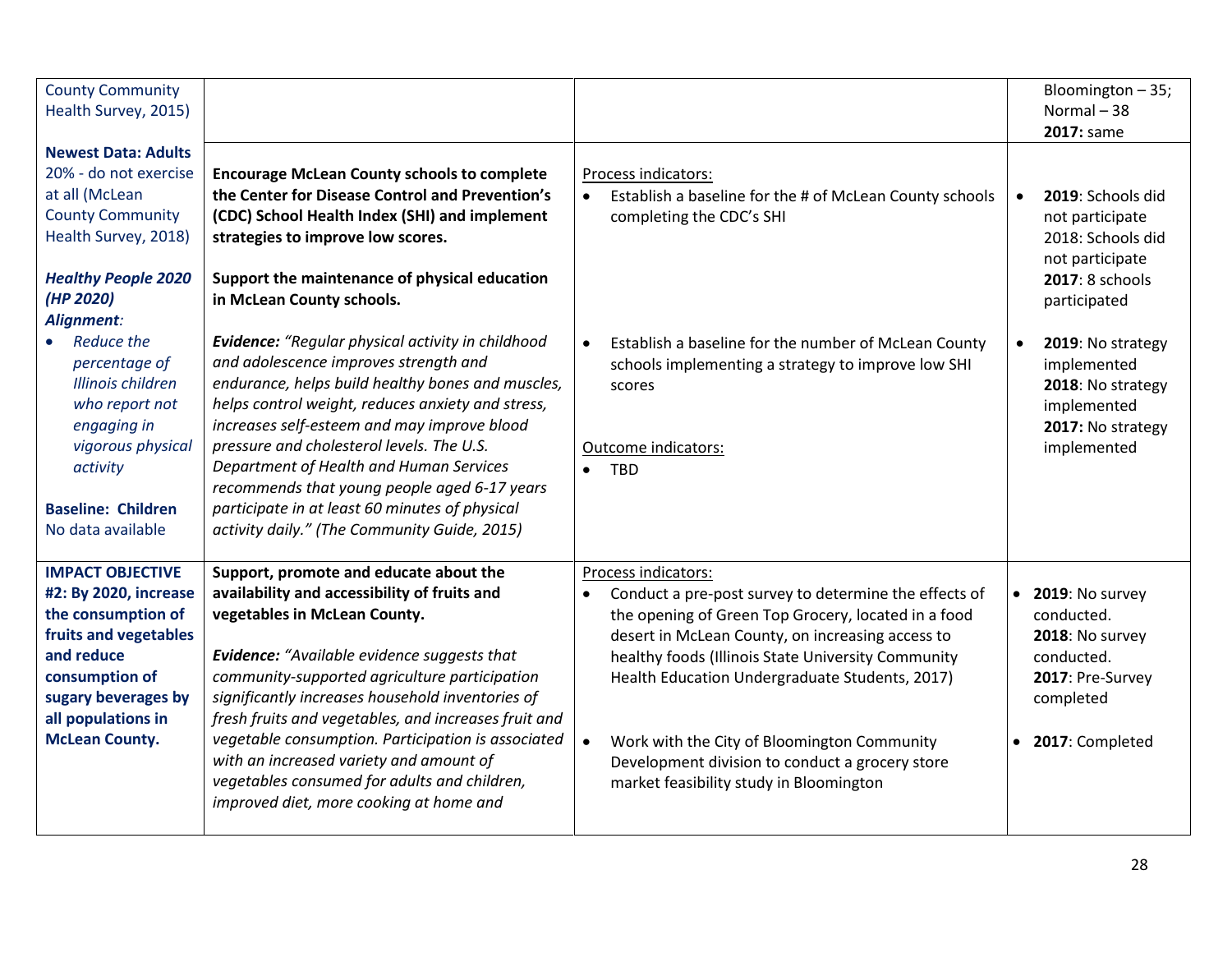| | | | |
|---|---|---|---|
| County Community Health Survey, 2015) | | | Bloomington – 35; Normal – 38 **2017:** same |
| **Newest Data: Adults** 20% - do not exercise at all (McLean County Community Health Survey, 2018)<br><br>***Healthy People 2020 (HP 2020) Alignment:***<br>• *Reduce the percentage of Illinois children who report not engaging in vigorous physical activity*<br><br>**Baseline: Children** No data available | **Encourage McLean County schools to complete the Center for Disease Control and Prevention's (CDC) School Health Index (SHI) and implement strategies to improve low scores.**<br><br>**Support the maintenance of physical education in McLean County schools.**<br><br>***Evidence:*** *"Regular physical activity in childhood and adolescence improves strength and endurance, helps build healthy bones and muscles, helps control weight, reduces anxiety and stress, increases self-esteem and may improve blood pressure and cholesterol levels. The U.S. Department of Health and Human Services recommends that young people aged 6-17 years participate in at least 60 minutes of physical activity daily." (The Community Guide, 2015)* | Process indicators:<br>• Establish a baseline for the # of McLean County schools completing the CDC's SHI<br><br>• Establish a baseline for the number of McLean County schools implementing a strategy to improve low SHI scores<br><br>Outcome indicators:<br>• TBD | • **2019**: Schools did not participate 2018: Schools did not participate **2017**: 8 schools participated<br><br>• **2019**: No strategy implemented **2018**: No strategy implemented **2017:** No strategy implemented |
| **IMPACT OBJECTIVE #2: By 2020, increase the consumption of fruits and vegetables and reduce consumption of sugary beverages by all populations in McLean County.** | **Support, promote and educate about the availability and accessibility of fruits and vegetables in McLean County.**<br><br>***Evidence:*** *"Available evidence suggests that community-supported agriculture participation significantly increases household inventories of fresh fruits and vegetables, and increases fruit and vegetable consumption. Participation is associated with an increased variety and amount of vegetables consumed for adults and children, improved diet, more cooking at home and* | Process indicators:<br>• Conduct a pre-post survey to determine the effects of the opening of Green Top Grocery, located in a food desert in McLean County, on increasing access to healthy foods (Illinois State University Community Health Education Undergraduate Students, 2017)<br><br>• Work with the City of Bloomington Community Development division to conduct a grocery store market feasibility study in Bloomington | • **2019**: No survey conducted. **2018**: No survey conducted. **2017**: Pre-Survey completed<br><br>• **2017**: Completed |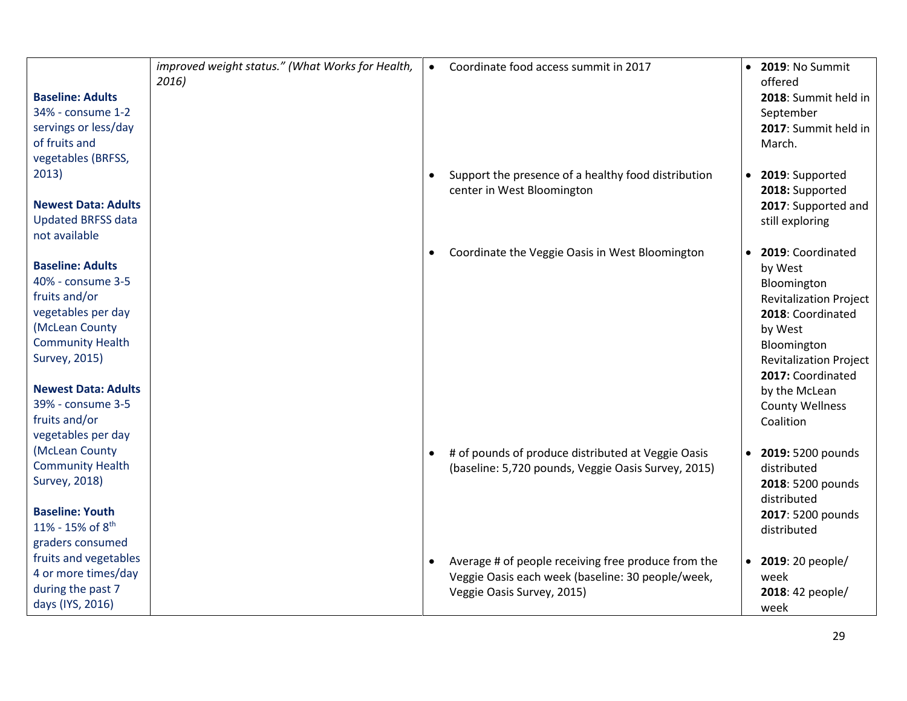| | | | |
|---|---|---|---|
| **Baseline: Adults**<br>34% - consume 1-2 servings or less/day of fruits and vegetables (BRFSS, 2013)<br><br>**Newest Data: Adults**<br>Updated BRFSS data not available<br><br>**Baseline: Adults**<br>40% - consume 3-5 fruits and/or vegetables per day (McLean County Community Health Survey, 2015)<br><br>**Newest Data: Adults**<br>39% - consume 3-5 fruits and/or vegetables per day (McLean County Community Health Survey, 2018)<br><br>**Baseline: Youth**<br>11% - 15% of 8th graders consumed fruits and vegetables 4 or more times/day during the past 7 days (IYS, 2016) | *improved weight status." (What Works for Health, 2016)* | • Coordinate food access summit in 2017<br><br>• Support the presence of a healthy food distribution center in West Bloomington<br><br>• Coordinate the Veggie Oasis in West Bloomington<br><br>• # of pounds of produce distributed at Veggie Oasis (baseline: 5,720 pounds, Veggie Oasis Survey, 2015)<br><br>• Average # of people receiving free produce from the Veggie Oasis each week (baseline: 30 people/week, Veggie Oasis Survey, 2015) | • **2019**: No Summit offered<br>**2018**: Summit held in September<br>**2017**: Summit held in March.<br><br>• **2019**: Supported<br>**2018:** Supported<br>**2017**: Supported and still exploring<br><br>• **2019**: Coordinated by West Bloomington Revitalization Project<br>**2018**: Coordinated by West Bloomington Revitalization Project<br>**2017:** Coordinated by the McLean County Wellness Coalition<br><br>• **2019:** 5200 pounds distributed<br>**2018**: 5200 pounds distributed<br>**2017**: 5200 pounds distributed<br><br>• **2019**: 20 people/ week<br>**2018**: 42 people/ week |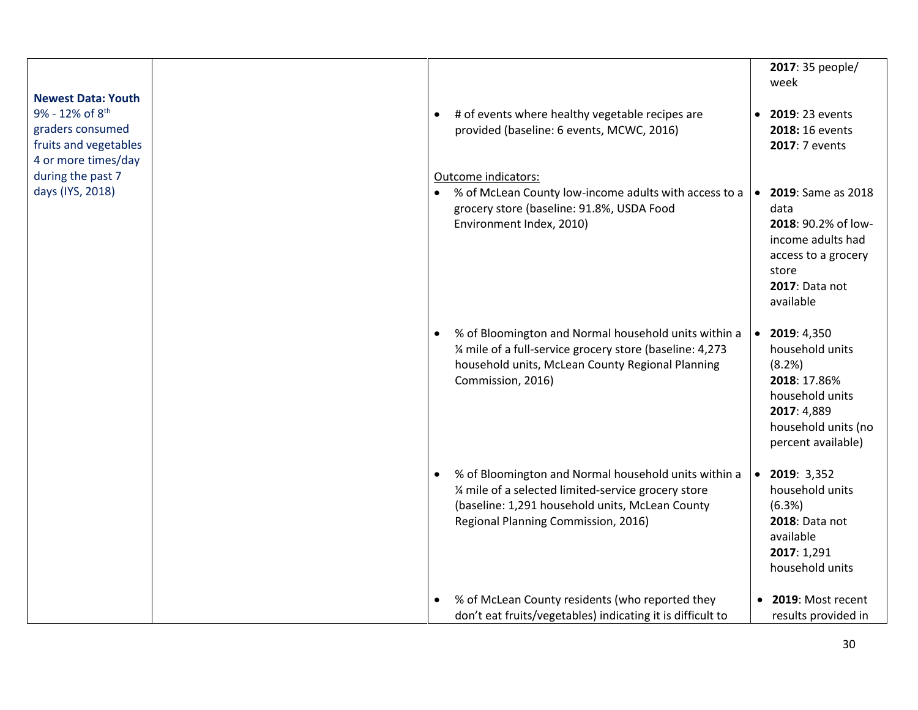| | | | |
|---|---|---|---|
| | | | **2017**: 35 people/ week |
| **Newest Data: Youth** 9% - 12% of 8th graders consumed fruits and vegetables 4 or more times/day during the past 7 days (IYS, 2018) | | • # of events where healthy vegetable recipes are provided (baseline: 6 events, MCWC, 2016) | • **2019**: 23 events **2018:** 16 events **2017**: 7 events |
| | | Outcome indicators: • % of McLean County low-income adults with access to a grocery store (baseline: 91.8%, USDA Food Environment Index, 2010) | • **2019**: Same as 2018 data **2018**: 90.2% of low-income adults had access to a grocery store **2017**: Data not available |
| | | • % of Bloomington and Normal household units within a ¼ mile of a full-service grocery store (baseline: 4,273 household units, McLean County Regional Planning Commission, 2016) | • **2019**: 4,350 household units (8.2%) **2018**: 17.86% household units **2017**: 4,889 household units (no percent available) |
| | | • % of Bloomington and Normal household units within a ¼ mile of a selected limited-service grocery store (baseline: 1,291 household units, McLean County Regional Planning Commission, 2016) | • **2019**: 3,352 household units (6.3%) **2018**: Data not available **2017**: 1,291 household units |
| | | • % of McLean County residents (who reported they don't eat fruits/vegetables) indicating it is difficult to | • **2019**: Most recent results provided in |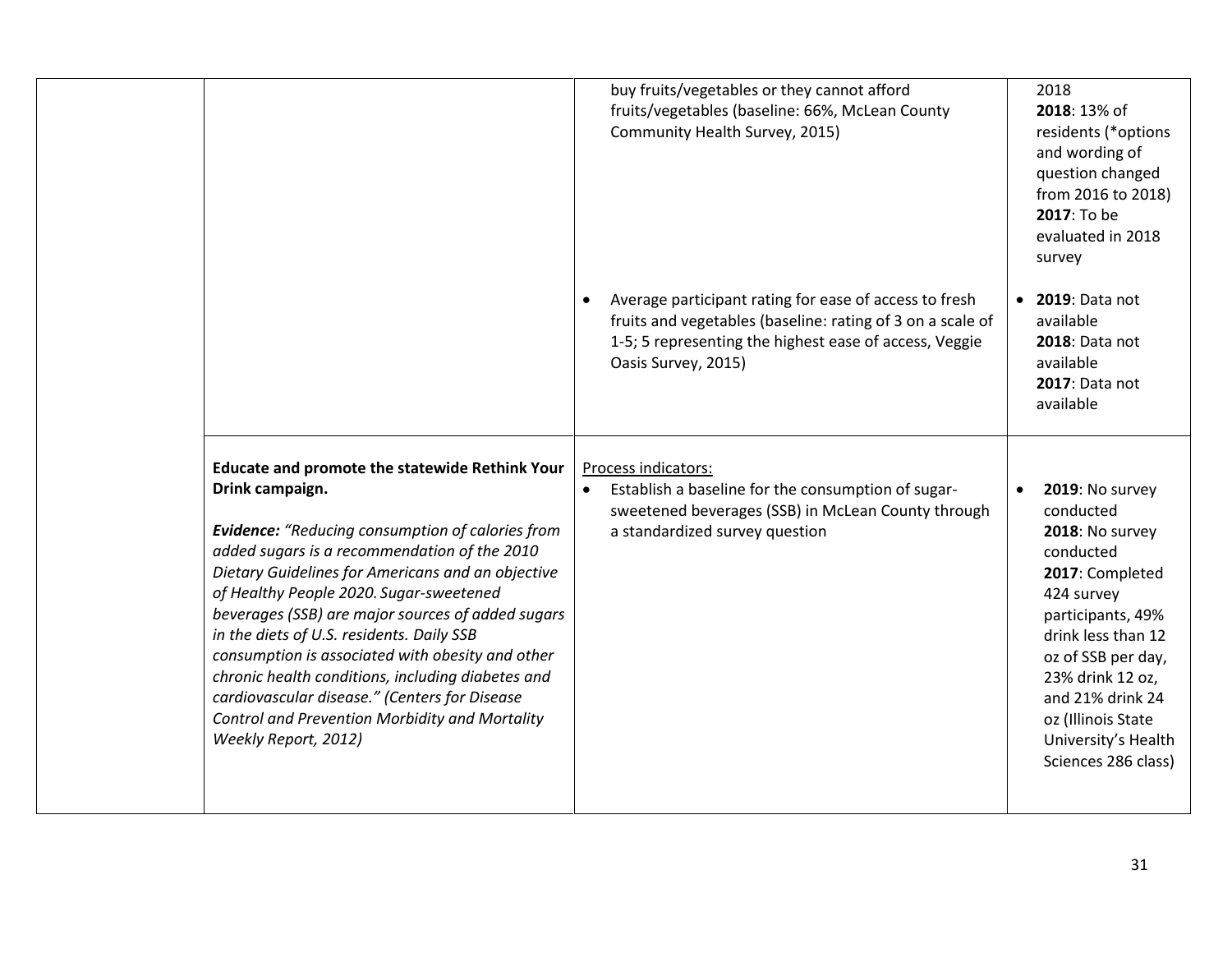| | | | |
|---|---|---|---|
| | | buy fruits/vegetables or they cannot afford fruits/vegetables (baseline: 66%, McLean County Community Health Survey, 2015) | 2018<br>**2018**: 13% of residents (*options and wording of question changed from 2016 to 2018)<br>**2017**: To be evaluated in 2018 survey |
| | | • Average participant rating for ease of access to fresh fruits and vegetables (baseline: rating of 3 on a scale of 1-5; 5 representing the highest ease of access, Veggie Oasis Survey, 2015) | • **2019**: Data not available<br>**2018**: Data not available<br>**2017**: Data not available |
| | **Educate and promote the statewide Rethink Your Drink campaign.**<br><br>***Evidence:*** *"Reducing consumption of calories from added sugars is a recommendation of the 2010 Dietary Guidelines for Americans and an objective of Healthy People 2020. Sugar-sweetened beverages (SSB) are major sources of added sugars in the diets of U.S. residents. Daily SSB consumption is associated with obesity and other chronic health conditions, including diabetes and cardiovascular disease." (Centers for Disease Control and Prevention Morbidity and Mortality Weekly Report, 2012)* | Process indicators:<br>• Establish a baseline for the consumption of sugar-sweetened beverages (SSB) in McLean County through a standardized survey question | • **2019**: No survey conducted<br>**2018**: No survey conducted<br>**2017**: Completed 424 survey participants, 49% drink less than 12 oz of SSB per day, 23% drink 12 oz, and 21% drink 24 oz (Illinois State University's Health Sciences 286 class) |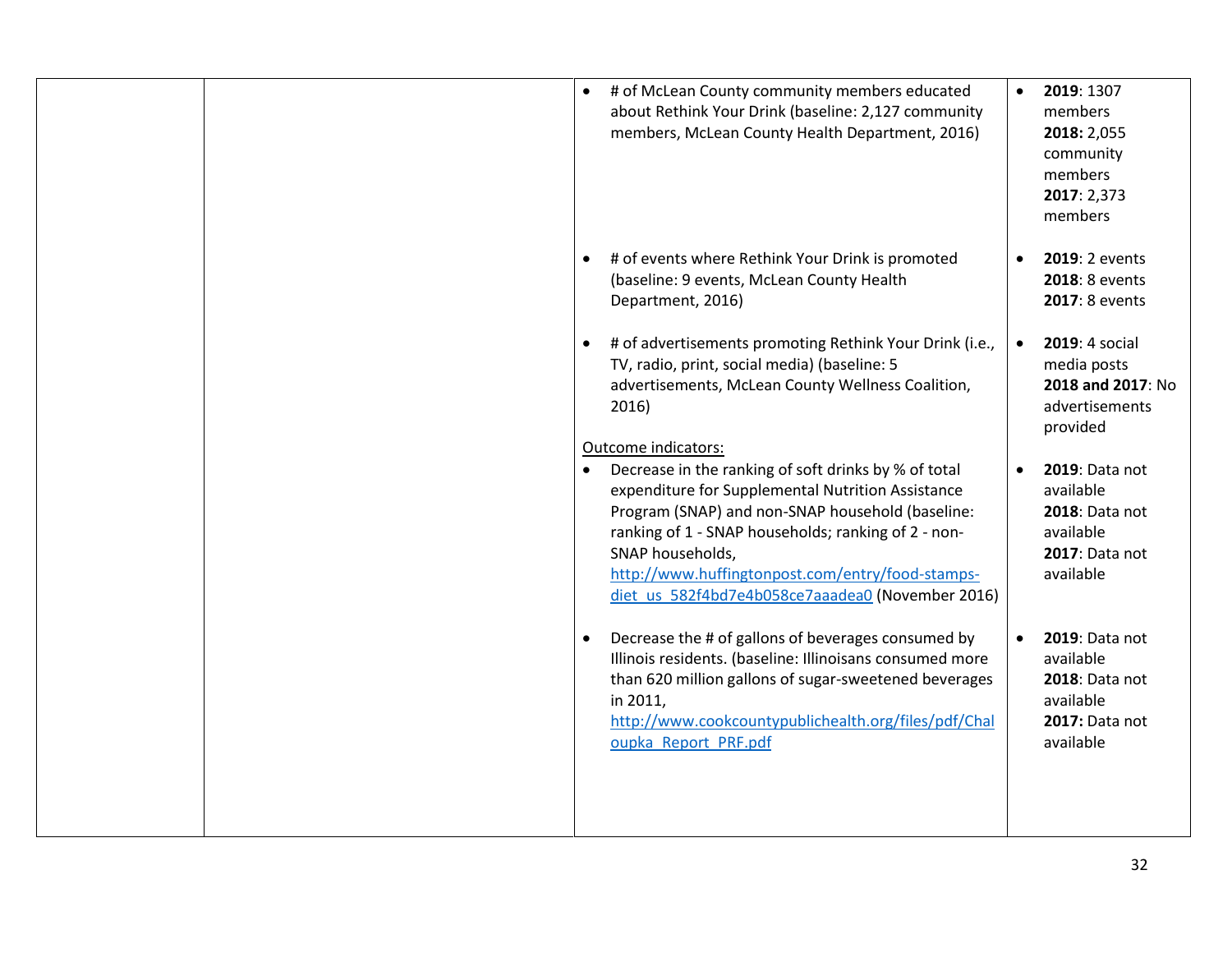| | | | |
|---|---|---|---|
| | | • # of McLean County community members educated about Rethink Your Drink (baseline: 2,127 community members, McLean County Health Department, 2016) | • **2019**: 1307 members<br>**2018:** 2,055 community members<br>**2017**: 2,373 members |
| | | • # of events where Rethink Your Drink is promoted (baseline: 9 events, McLean County Health Department, 2016) | • **2019**: 2 events<br>**2018**: 8 events<br>**2017**: 8 events |
| | | • # of advertisements promoting Rethink Your Drink (i.e., TV, radio, print, social media) (baseline: 5 advertisements, McLean County Wellness Coalition, 2016) | • **2019**: 4 social media posts<br>**2018 and 2017**: No advertisements provided |
| | | Outcome indicators:<br>• Decrease in the ranking of soft drinks by % of total expenditure for Supplemental Nutrition Assistance Program (SNAP) and non-SNAP household (baseline: ranking of 1 - SNAP households; ranking of 2 - non-SNAP households, http://www.huffingtonpost.com/entry/food-stamps-diet_us_582f4bd7e4b058ce7aaadea0 (November 2016) | • **2019**: Data not available<br>**2018**: Data not available<br>**2017**: Data not available |
| | | • Decrease the # of gallons of beverages consumed by Illinois residents. (baseline: Illinoisans consumed more than 620 million gallons of sugar-sweetened beverages in 2011, http://www.cookcountypublichealth.org/files/pdf/Chaloupka_Report_PRF.pdf | • **2019**: Data not available<br>**2018**: Data not available<br>**2017:** Data not available |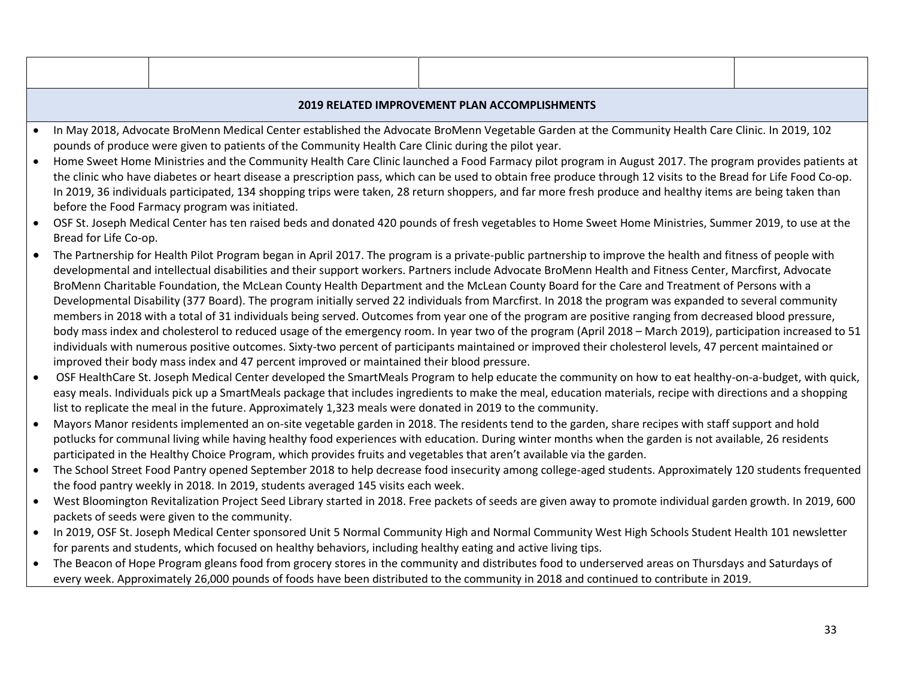| | | | |
|---|---|---|---|
| | | | |

**2019 RELATED IMPROVEMENT PLAN ACCOMPLISHMENTS**

- In May 2018, Advocate BroMenn Medical Center established the Advocate BroMenn Vegetable Garden at the Community Health Care Clinic. In 2019, 102 pounds of produce were given to patients of the Community Health Care Clinic during the pilot year.
- Home Sweet Home Ministries and the Community Health Care Clinic launched a Food Farmacy pilot program in August 2017. The program provides patients at the clinic who have diabetes or heart disease a prescription pass, which can be used to obtain free produce through 12 visits to the Bread for Life Food Co-op. In 2019, 36 individuals participated, 134 shopping trips were taken, 28 return shoppers, and far more fresh produce and healthy items are being taken than before the Food Farmacy program was initiated.
- OSF St. Joseph Medical Center has ten raised beds and donated 420 pounds of fresh vegetables to Home Sweet Home Ministries, Summer 2019, to use at the Bread for Life Co-op.
- The Partnership for Health Pilot Program began in April 2017. The program is a private-public partnership to improve the health and fitness of people with developmental and intellectual disabilities and their support workers. Partners include Advocate BroMenn Health and Fitness Center, Marcfirst, Advocate BroMenn Charitable Foundation, the McLean County Health Department and the McLean County Board for the Care and Treatment of Persons with a Developmental Disability (377 Board). The program initially served 22 individuals from Marcfirst. In 2018 the program was expanded to several community members in 2018 with a total of 31 individuals being served. Outcomes from year one of the program are positive ranging from decreased blood pressure, body mass index and cholesterol to reduced usage of the emergency room. In year two of the program (April 2018 – March 2019), participation increased to 51 individuals with numerous positive outcomes. Sixty-two percent of participants maintained or improved their cholesterol levels, 47 percent maintained or improved their body mass index and 47 percent improved or maintained their blood pressure.
- OSF HealthCare St. Joseph Medical Center developed the SmartMeals Program to help educate the community on how to eat healthy-on-a-budget, with quick, easy meals. Individuals pick up a SmartMeals package that includes ingredients to make the meal, education materials, recipe with directions and a shopping list to replicate the meal in the future. Approximately 1,323 meals were donated in 2019 to the community.
- Mayors Manor residents implemented an on-site vegetable garden in 2018. The residents tend to the garden, share recipes with staff support and hold potlucks for communal living while having healthy food experiences with education. During winter months when the garden is not available, 26 residents participated in the Healthy Choice Program, which provides fruits and vegetables that aren't available via the garden.
- The School Street Food Pantry opened September 2018 to help decrease food insecurity among college-aged students. Approximately 120 students frequented the food pantry weekly in 2018. In 2019, students averaged 145 visits each week.
- West Bloomington Revitalization Project Seed Library started in 2018. Free packets of seeds are given away to promote individual garden growth. In 2019, 600 packets of seeds were given to the community.
- In 2019, OSF St. Joseph Medical Center sponsored Unit 5 Normal Community High and Normal Community West High Schools Student Health 101 newsletter for parents and students, which focused on healthy behaviors, including healthy eating and active living tips.
- The Beacon of Hope Program gleans food from grocery stores in the community and distributes food to underserved areas on Thursdays and Saturdays of every week. Approximately 26,000 pounds of foods have been distributed to the community in 2018 and continued to contribute in 2019.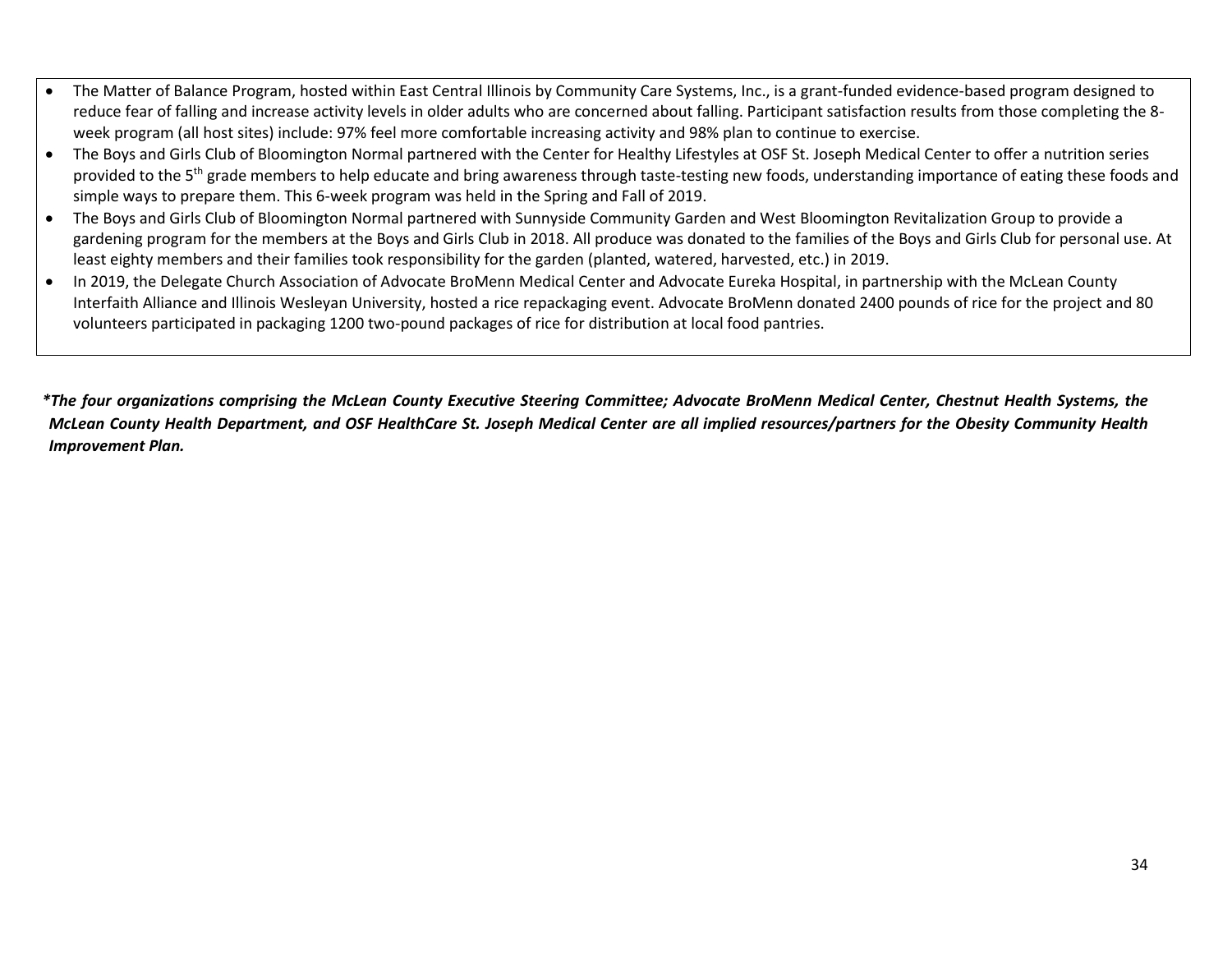- The Matter of Balance Program, hosted within East Central Illinois by Community Care Systems, Inc., is a grant-funded evidence-based program designed to reduce fear of falling and increase activity levels in older adults who are concerned about falling. Participant satisfaction results from those completing the 8-week program (all host sites) include: 97% feel more comfortable increasing activity and 98% plan to continue to exercise.
- The Boys and Girls Club of Bloomington Normal partnered with the Center for Healthy Lifestyles at OSF St. Joseph Medical Center to offer a nutrition series provided to the 5th grade members to help educate and bring awareness through taste-testing new foods, understanding importance of eating these foods and simple ways to prepare them. This 6-week program was held in the Spring and Fall of 2019.
- The Boys and Girls Club of Bloomington Normal partnered with Sunnyside Community Garden and West Bloomington Revitalization Group to provide a gardening program for the members at the Boys and Girls Club in 2018. All produce was donated to the families of the Boys and Girls Club for personal use. At least eighty members and their families took responsibility for the garden (planted, watered, harvested, etc.) in 2019.
- In 2019, the Delegate Church Association of Advocate BroMenn Medical Center and Advocate Eureka Hospital, in partnership with the McLean County Interfaith Alliance and Illinois Wesleyan University, hosted a rice repackaging event. Advocate BroMenn donated 2400 pounds of rice for the project and 80 volunteers participated in packaging 1200 two-pound packages of rice for distribution at local food pantries.

***The four organizations comprising the McLean County Executive Steering Committee; Advocate BroMenn Medical Center, Chestnut Health Systems, the McLean County Health Department, and OSF HealthCare St. Joseph Medical Center are all implied resources/partners for the Obesity Community Health Improvement Plan.***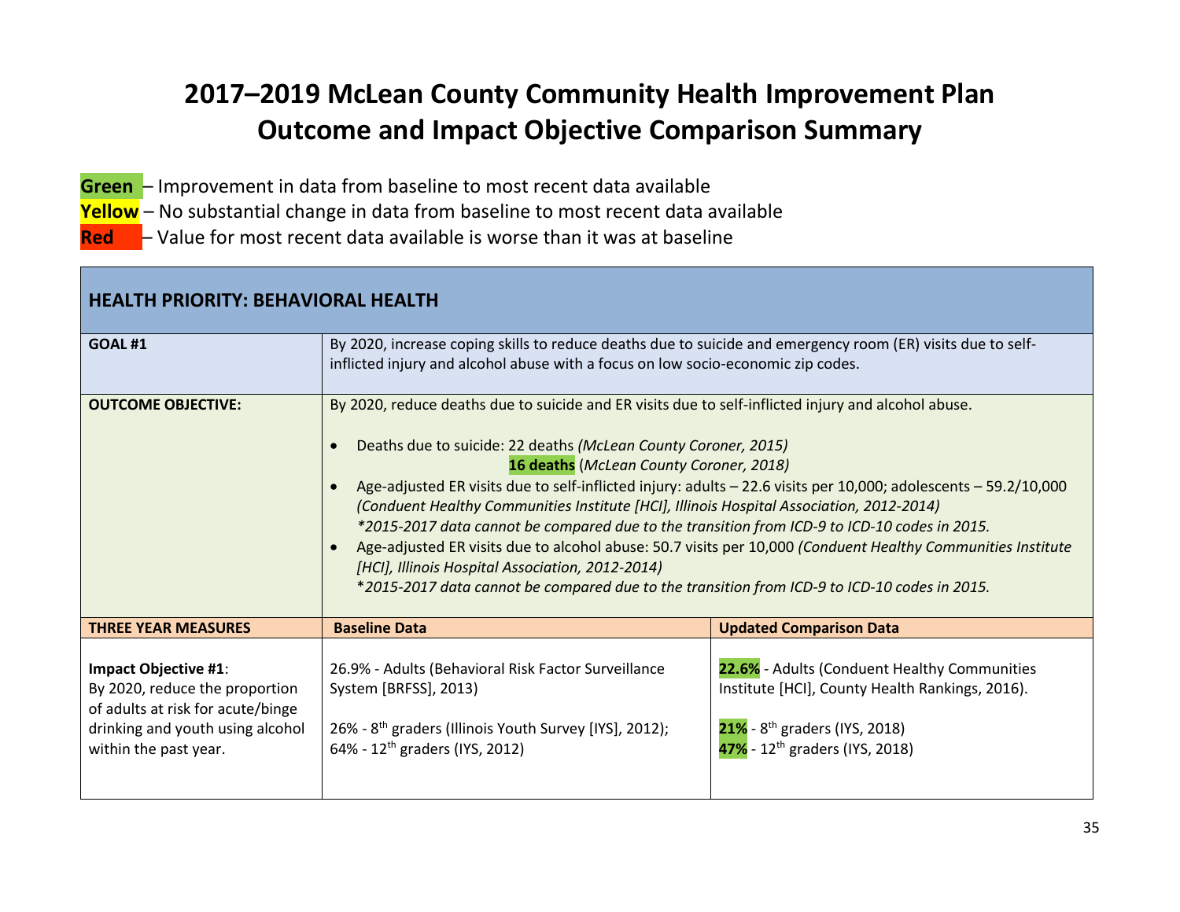# 2017–2019 McLean County Community Health Improvement Plan Outcome and Impact Objective Comparison Summary

**Green** – Improvement in data from baseline to most recent data available

**Yellow** – No substantial change in data from baseline to most recent data available

**Red** – Value for most recent data available is worse than it was at baseline

| **HEALTH PRIORITY: BEHAVIORAL HEALTH** | | |
|---|---|---|
| **GOAL #1** | By 2020, increase coping skills to reduce deaths due to suicide and emergency room (ER) visits due to self-inflicted injury and alcohol abuse with a focus on low socio-economic zip codes. | |
| **OUTCOME OBJECTIVE:** | By 2020, reduce deaths due to suicide and ER visits due to self-inflicted injury and alcohol abuse.<br><br>• Deaths due to suicide: 22 deaths *(McLean County Coroner, 2015)*<br>**16 deaths** (*McLean County Coroner, 2018)*<br>• Age-adjusted ER visits due to self-inflicted injury: adults – 22.6 visits per 10,000; adolescents – 59.2/10,000 *(Conduent Healthy Communities Institute [HCI], Illinois Hospital Association, 2012-2014)*<br>*\*2015-2017 data cannot be compared due to the transition from ICD-9 to ICD-10 codes in 2015.*<br>• Age-adjusted ER visits due to alcohol abuse: 50.7 visits per 10,000 *(Conduent Healthy Communities Institute [HCI], Illinois Hospital Association, 2012-2014)*<br>*\*2015-2017 data cannot be compared due to the transition from ICD-9 to ICD-10 codes in 2015.* | |
| **THREE YEAR MEASURES** | **Baseline Data** | **Updated Comparison Data** |
| **Impact Objective #1**:<br>By 2020, reduce the proportion of adults at risk for acute/binge drinking and youth using alcohol within the past year. | 26.9% - Adults (Behavioral Risk Factor Surveillance System [BRFSS], 2013)<br><br>26% - 8th graders (Illinois Youth Survey [IYS], 2012);<br>64% - 12th graders (IYS, 2012) | **22.6%** - Adults (Conduent Healthy Communities Institute [HCI], County Health Rankings, 2016).<br><br>**21%** - 8th graders (IYS, 2018)<br>**47%** - 12th graders (IYS, 2018) |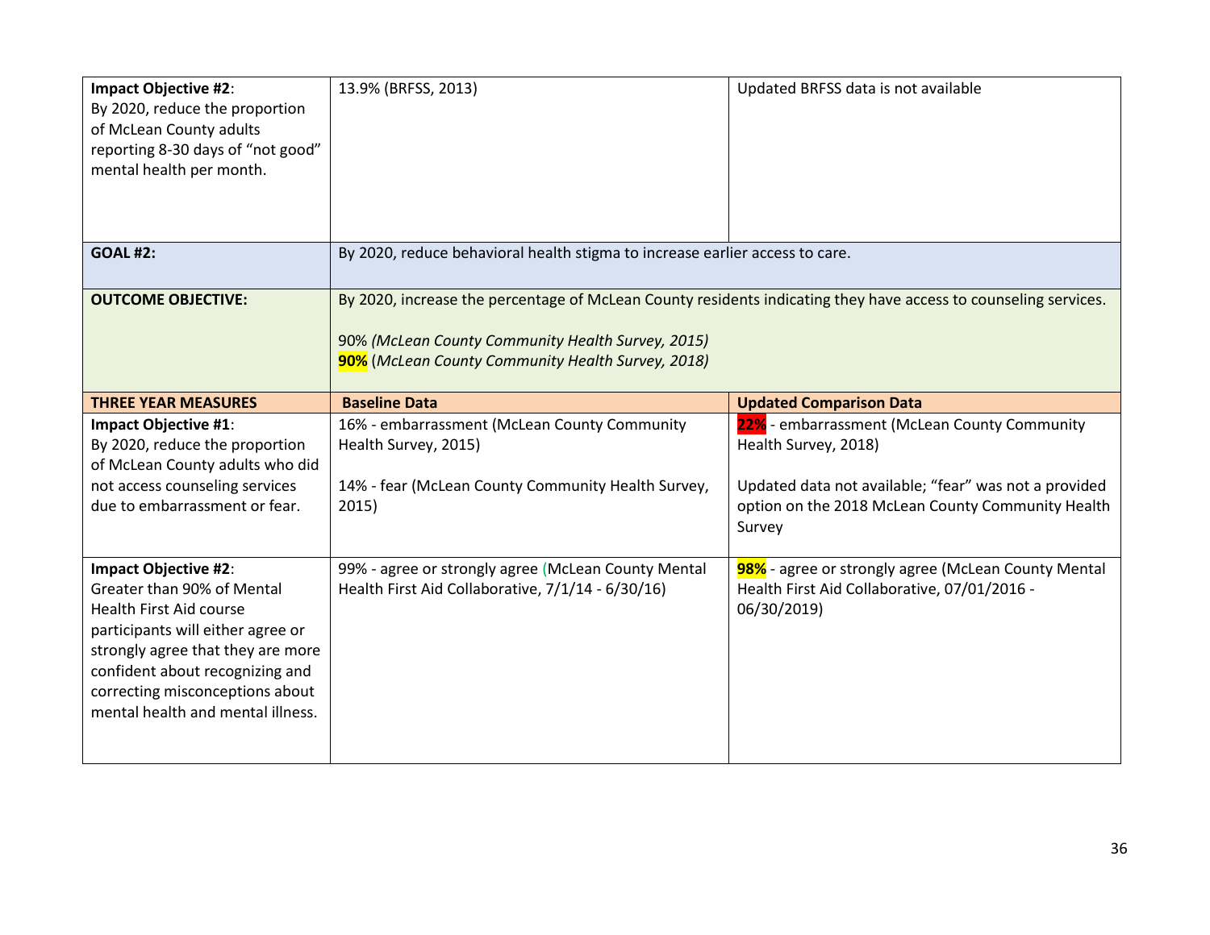| | | |
|---|---|---|
| **Impact Objective #2**:<br>By 2020, reduce the proportion of McLean County adults reporting 8-30 days of "not good" mental health per month. | 13.9% (BRFSS, 2013) | Updated BRFSS data is not available |
| **GOAL #2:** | By 2020, reduce behavioral health stigma to increase earlier access to care. | |
| **OUTCOME OBJECTIVE:** | By 2020, increase the percentage of McLean County residents indicating they have access to counseling services.<br><br>90% *(McLean County Community Health Survey, 2015)*<br>**90%** (*McLean County Community Health Survey, 2018)* | |
| **THREE YEAR MEASURES** | **Baseline Data** | **Updated Comparison Data** |
| **Impact Objective #1**:<br>By 2020, reduce the proportion of McLean County adults who did not access counseling services due to embarrassment or fear. | 16% - embarrassment (McLean County Community Health Survey, 2015)<br><br>14% - fear (McLean County Community Health Survey, 2015) | **22%** - embarrassment (McLean County Community Health Survey, 2018)<br><br>Updated data not available; "fear" was not a provided option on the 2018 McLean County Community Health Survey |
| **Impact Objective #2**:<br>Greater than 90% of Mental Health First Aid course participants will either agree or strongly agree that they are more confident about recognizing and correcting misconceptions about mental health and mental illness. | 99% - agree or strongly agree (McLean County Mental Health First Aid Collaborative, 7/1/14 - 6/30/16) | **98%** - agree or strongly agree (McLean County Mental Health First Aid Collaborative, 07/01/2016 - 06/30/2019) |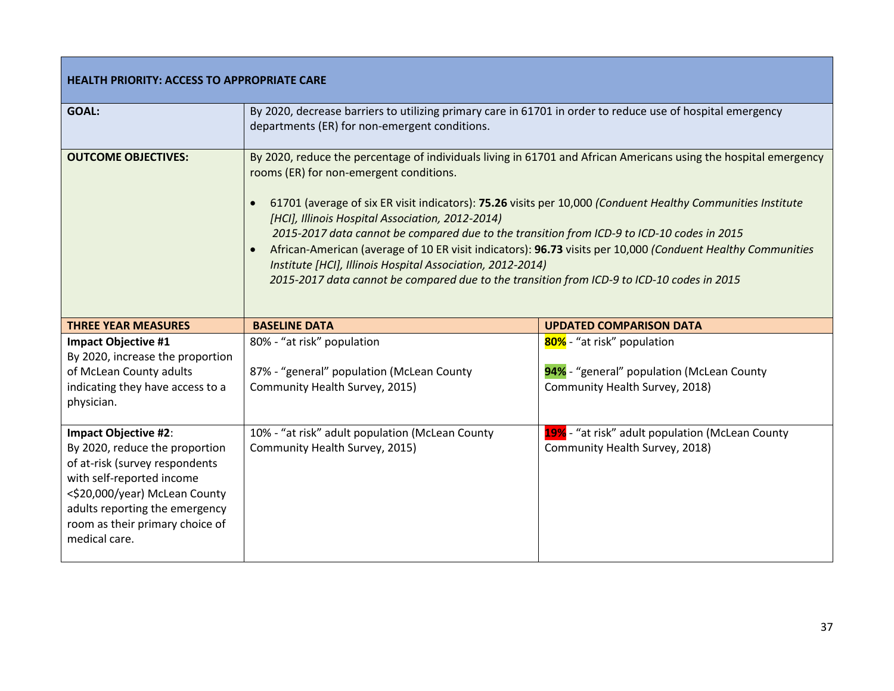| HEALTH PRIORITY: ACCESS TO APPROPRIATE CARE | | |
|---|---|---|
| **GOAL:** | By 2020, decrease barriers to utilizing primary care in 61701 in order to reduce use of hospital emergency departments (ER) for non-emergent conditions. | |
| **OUTCOME OBJECTIVES:** | By 2020, reduce the percentage of individuals living in 61701 and African Americans using the hospital emergency rooms (ER) for non-emergent conditions.<br><br>• 61701 (average of six ER visit indicators): **75.26** visits per 10,000 *(Conduent Healthy Communities Institute [HCI], Illinois Hospital Association, 2012-2014)*<br>*2015-2017 data cannot be compared due to the transition from ICD-9 to ICD-10 codes in 2015*<br>• African-American (average of 10 ER visit indicators): **96.73** visits per 10,000 *(Conduent Healthy Communities Institute [HCI], Illinois Hospital Association, 2012-2014)*<br>*2015-2017 data cannot be compared due to the transition from ICD-9 to ICD-10 codes in 2015* | |
| **THREE YEAR MEASURES** | **BASELINE DATA** | **UPDATED COMPARISON DATA** |
| **Impact Objective #1**<br>By 2020, increase the proportion of McLean County adults indicating they have access to a physician. | 80% - "at risk" population<br><br>87% - "general" population (McLean County Community Health Survey, 2015) | **80%** - "at risk" population<br><br>**94%** - "general" population (McLean County Community Health Survey, 2018) |
| **Impact Objective #2**:<br>By 2020, reduce the proportion of at-risk (survey respondents with self-reported income <$20,000/year) McLean County adults reporting the emergency room as their primary choice of medical care. | 10% - "at risk" adult population (McLean County Community Health Survey, 2015) | **19%** - "at risk" adult population (McLean County Community Health Survey, 2018) |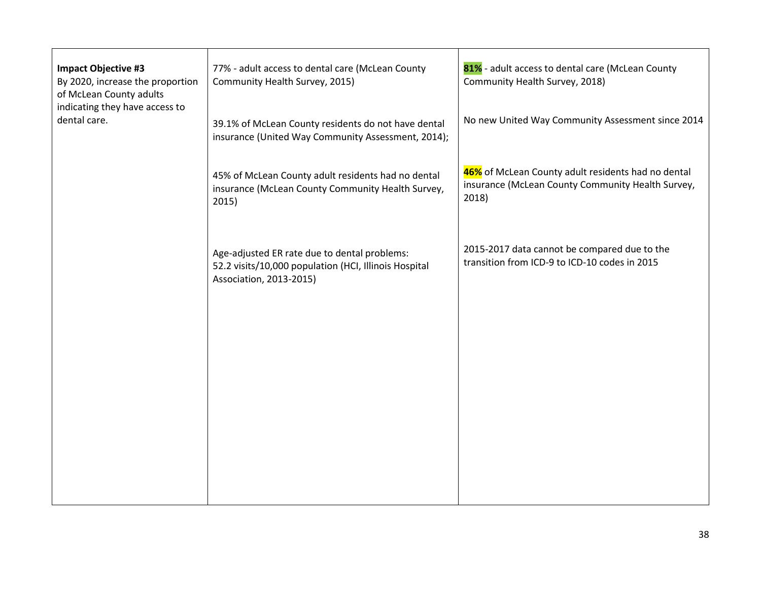| | | |
|---|---|---|
| **Impact Objective #3**<br>By 2020, increase the proportion of McLean County adults indicating they have access to dental care. | 77% - adult access to dental care (McLean County Community Health Survey, 2015)<br><br>39.1% of McLean County residents do not have dental insurance (United Way Community Assessment, 2014);<br><br>45% of McLean County adult residents had no dental insurance (McLean County Community Health Survey, 2015)<br><br>Age-adjusted ER rate due to dental problems: 52.2 visits/10,000 population (HCI, Illinois Hospital Association, 2013-2015) | **81%** - adult access to dental care (McLean County Community Health Survey, 2018)<br><br>No new United Way Community Assessment since 2014<br><br>**46%** of McLean County adult residents had no dental insurance (McLean County Community Health Survey, 2018)<br><br>2015-2017 data cannot be compared due to the transition from ICD-9 to ICD-10 codes in 2015 |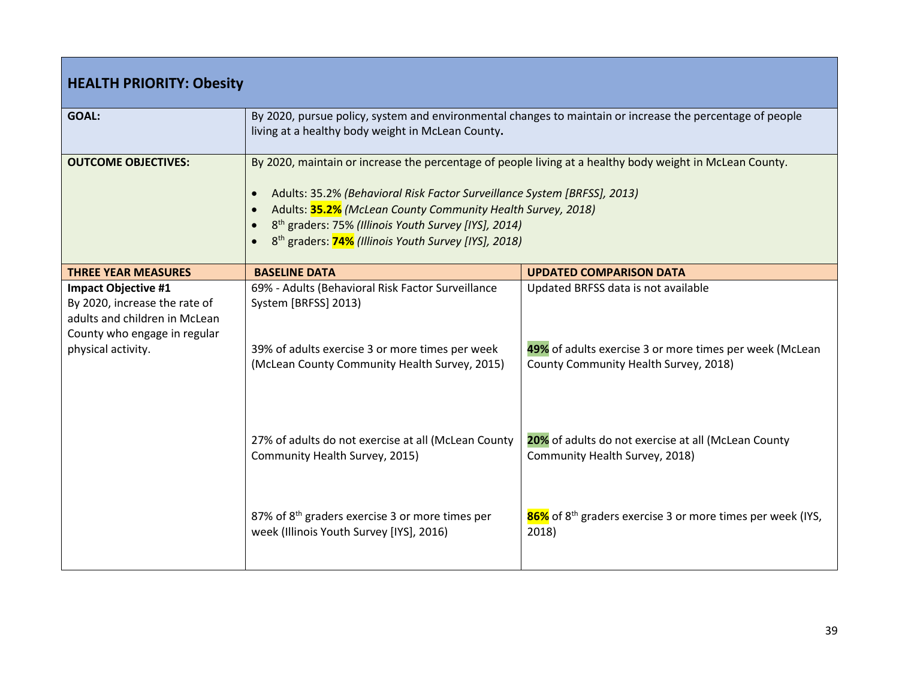| **HEALTH PRIORITY: Obesity** | | |
|---|---|---|
| **GOAL:** | By 2020, pursue policy, system and environmental changes to maintain or increase the percentage of people living at a healthy body weight in McLean County**.** | |
| **OUTCOME OBJECTIVES:** | By 2020, maintain or increase the percentage of people living at a healthy body weight in McLean County.<br><br>• Adults: 35.2% *(Behavioral Risk Factor Surveillance System [BRFSS], 2013)*<br>• Adults: **35.2%** *(McLean County Community Health Survey, 2018)*<br>• 8th graders: 75% *(Illinois Youth Survey [IYS], 2014)*<br>• 8th graders: **74%** *(Illinois Youth Survey [IYS], 2018)* | |
| **THREE YEAR MEASURES** | **BASELINE DATA** | **UPDATED COMPARISON DATA** |
| **Impact Objective #1**<br>By 2020, increase the rate of adults and children in McLean County who engage in regular physical activity. | 69% - Adults (Behavioral Risk Factor Surveillance System [BRFSS] 2013) | Updated BRFSS data is not available |
| | 39% of adults exercise 3 or more times per week (McLean County Community Health Survey, 2015) | **49%** of adults exercise 3 or more times per week (McLean County Community Health Survey, 2018) |
| | 27% of adults do not exercise at all (McLean County Community Health Survey, 2015) | **20%** of adults do not exercise at all (McLean County Community Health Survey, 2018) |
| | 87% of 8th graders exercise 3 or more times per week (Illinois Youth Survey [IYS], 2016) | **86%** of 8th graders exercise 3 or more times per week (IYS, 2018) |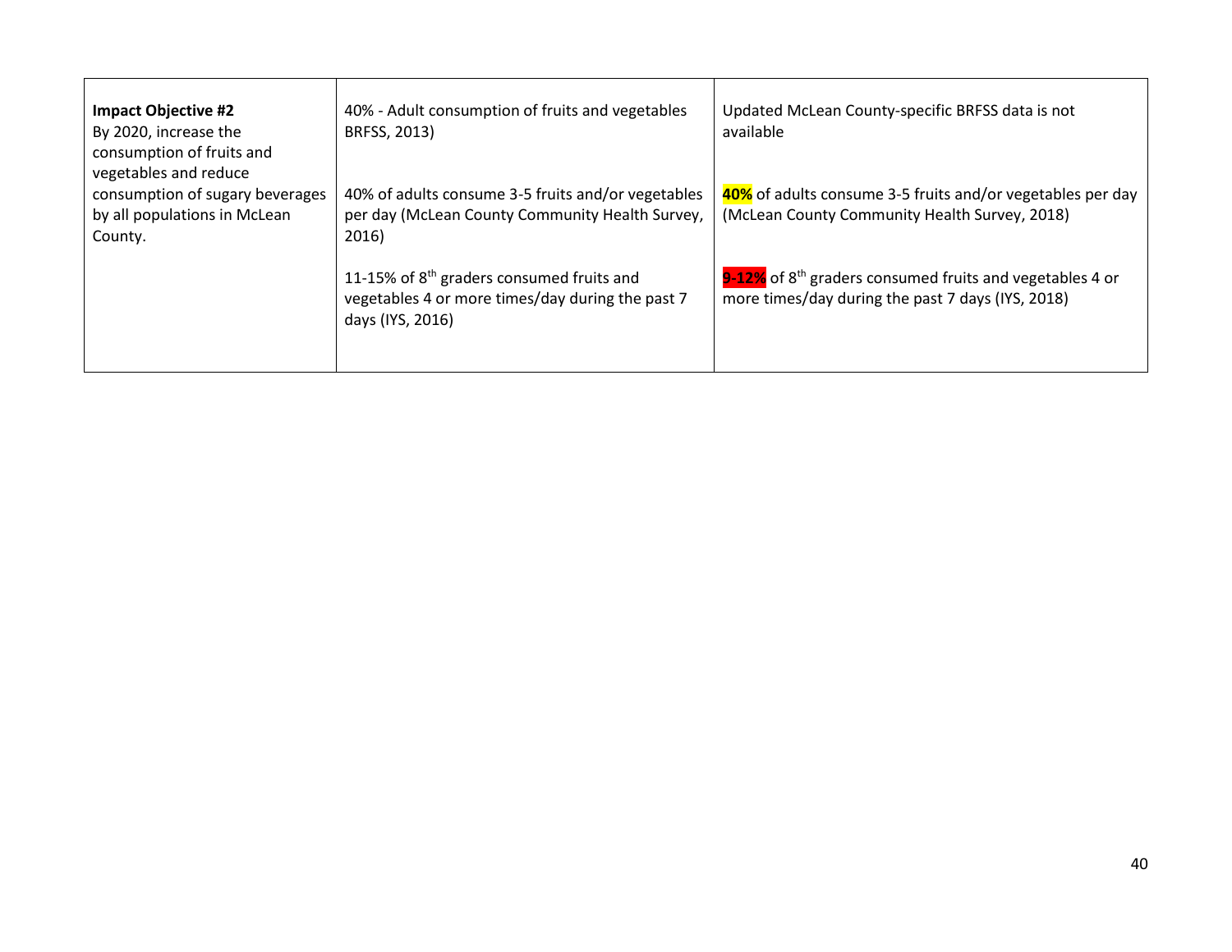| | | |
|---|---|---|
| **Impact Objective #2**<br>By 2020, increase the consumption of fruits and vegetables and reduce consumption of sugary beverages by all populations in McLean County. | 40% - Adult consumption of fruits and vegetables BRFSS, 2013)<br><br>40% of adults consume 3-5 fruits and/or vegetables per day (McLean County Community Health Survey, 2016)<br><br>11-15% of 8th graders consumed fruits and vegetables 4 or more times/day during the past 7 days (IYS, 2016) | Updated McLean County-specific BRFSS data is not available<br><br>**40%** of adults consume 3-5 fruits and/or vegetables per day (McLean County Community Health Survey, 2018)<br><br>**9-12%** of 8th graders consumed fruits and vegetables 4 or more times/day during the past 7 days (IYS, 2018) |